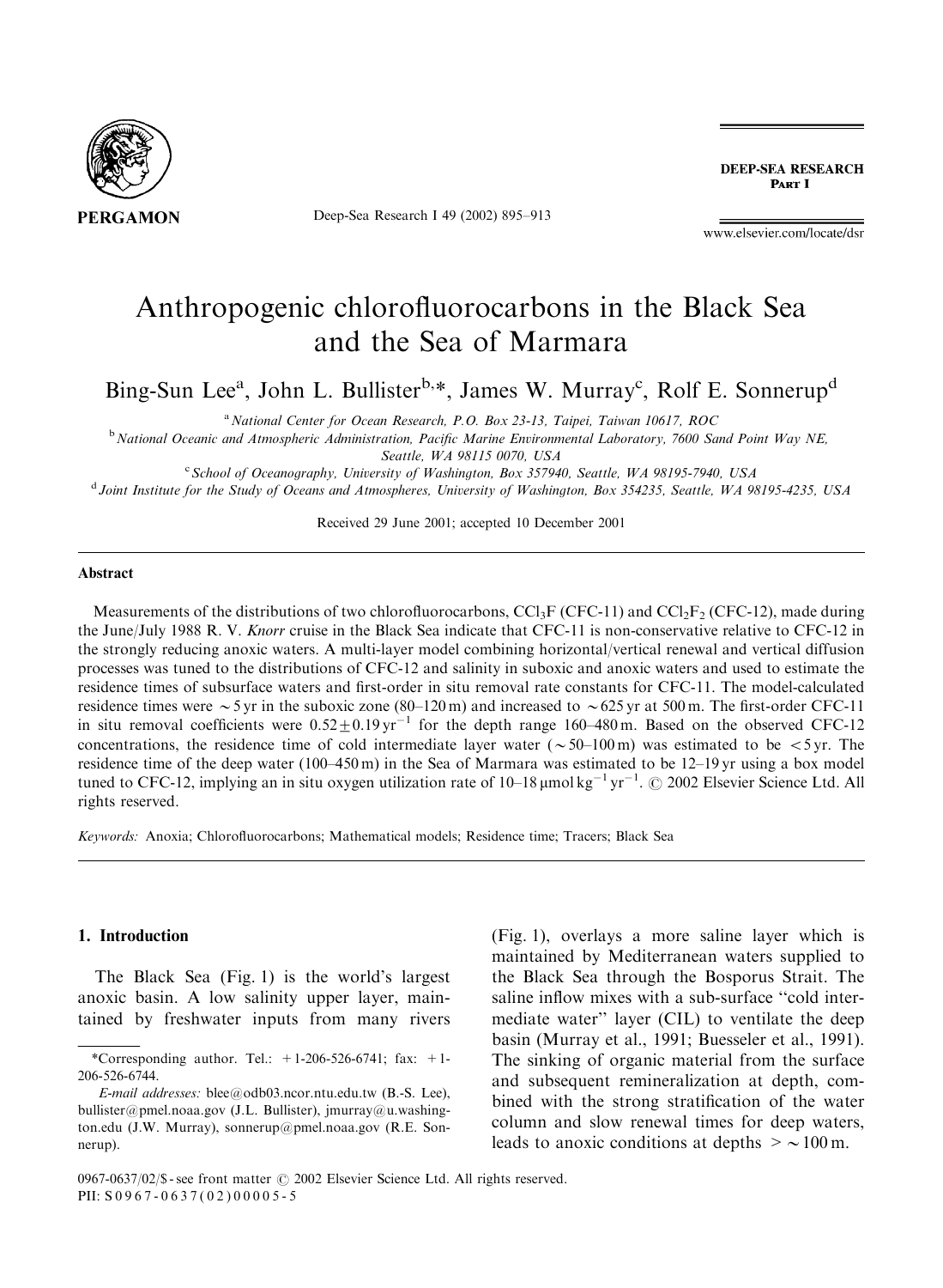# Anthropogenic chlorofluorocarbons in the Black Sea and the Sea of Marmara

Bing-Sun Lee[a], John L. Bullister[b,*], James W. Murray[c], Rolf E. Sonnerup[d]

[a] National Center for Ocean Research, P.O. Box 23-13, Taipei, Taiwan 10617, ROC

[b] National Oceanic and Atmospheric Administration, Pacific Marine Environmental Laboratory, 7600 Sand Point Way NE, Seattle, WA 98115 0070, USA

[c] School of Oceanography, University of Washington, Box 357940, Seattle, WA 98195-7940, USA

[d] Joint Institute for the Study of Oceans and Atmospheres, University of Washington, Box 354235, Seattle, WA 98195-4235, USA

Received 29 June 2001; accepted 10 December 2001

## Abstract

Measurements of the distributions of two chlorofluorocarbons, $CCl_3F$ (CFC-11) and $CCl_2F_2$ (CFC-12), made during the June/July 1988 R. V. *Knorr* cruise in the Black Sea indicate that CFC-11 is non-conservative relative to CFC-12 in the strongly reducing anoxic waters. A multi-layer model combining horizontal/vertical renewal and vertical diffusion processes was tuned to the distributions of CFC-12 and salinity in suboxic and anoxic waters and used to estimate the residence times of subsurface waters and first-order in situ removal rate constants for CFC-11. The model-calculated residence times were ~5 yr in the suboxic zone (80–120 m) and increased to ~625 yr at 500 m. The first-order CFC-11 in situ removal coefficients were $0.52 \pm 0.19\,\mathrm{yr^{-1}}$ for the depth range 160–480 m. Based on the observed CFC-12 concentrations, the residence time of cold intermediate layer water (~50–100 m) was estimated to be <5 yr. The residence time of the deep water (100–450 m) in the Sea of Marmara was estimated to be 12–19 yr using a box model tuned to CFC-12, implying an in situ oxygen utilization rate of $10$–$18\,\mu\mathrm{mol\,kg^{-1}\,yr^{-1}}$. © 2002 Elsevier Science Ltd. All rights reserved.

*Keywords:* Anoxia; Chlorofluorocarbons; Mathematical models; Residence time; Tracers; Black Sea

## 1. Introduction

The Black Sea (Fig. 1) is the world's largest anoxic basin. A low salinity upper layer, maintained by freshwater inputs from many rivers (Fig. 1), overlays a more saline layer which is maintained by Mediterranean waters supplied to the Black Sea through the Bosporus Strait. The saline inflow mixes with a sub-surface "cold intermediate water" layer (CIL) to ventilate the deep basin (Murray et al., 1991; Buesseler et al., 1991). The sinking of organic material from the surface and subsequent remineralization at depth, combined with the strong stratification of the water column and slow renewal times for deep waters, leads to anoxic conditions at depths >~100 m.

*Corresponding author. Tel.: +1-206-526-6741; fax: +1-206-526-6744.

*E-mail addresses:* blee@odb03.ncor.ntu.edu.tw (B.-S. Lee), bullister@pmel.noaa.gov (J.L. Bullister), jmurray@u.washington.edu (J.W. Murray), sonnerup@pmel.noaa.gov (R.E. Sonnerup).

0967-0637/02/$ - see front matter © 2002 Elsevier Science Ltd. All rights reserved.
PII: S0967-0637(02)00005-5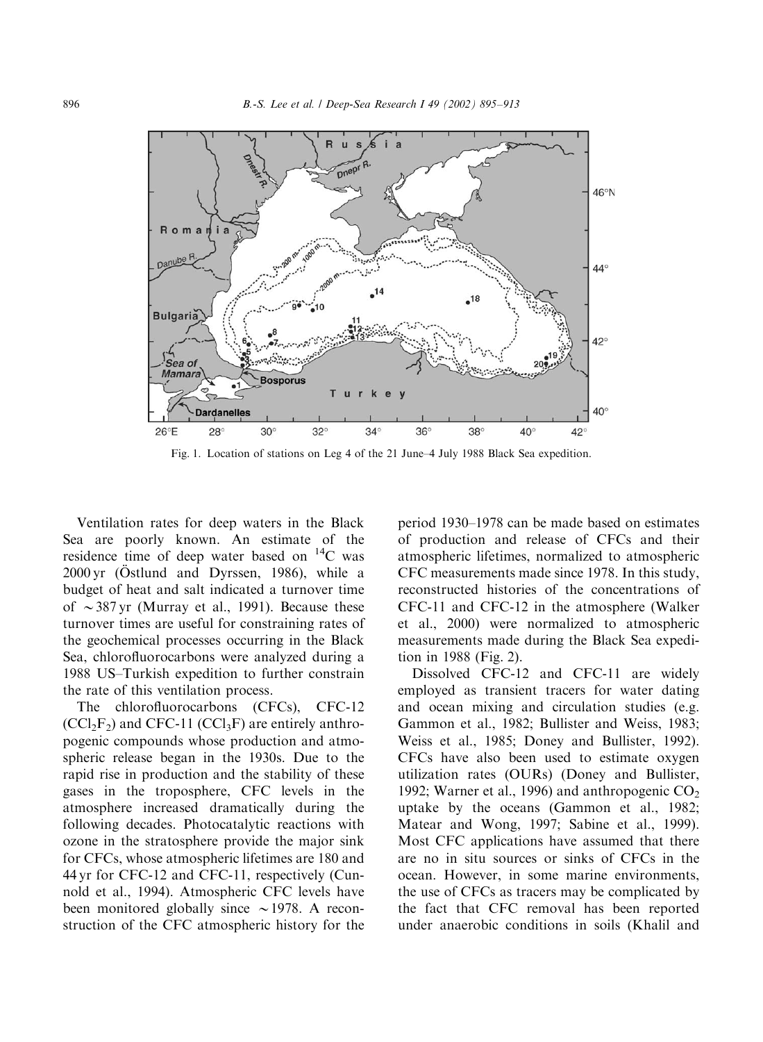Fig. 1. Location of stations on Leg 4 of the 21 June–4 July 1988 Black Sea expedition.

Ventilation rates for deep waters in the Black Sea are poorly known. An estimate of the residence time of deep water based on $^{14}C$ was 2000 yr (Östlund and Dyrssen, 1986), while a budget of heat and salt indicated a turnover time of $\sim$387 yr (Murray et al., 1991). Because these turnover times are useful for constraining rates of the geochemical processes occurring in the Black Sea, chlorofluorocarbons were analyzed during a 1988 US–Turkish expedition to further constrain the rate of this ventilation process.

The chlorofluorocarbons (CFCs), CFC-12 ($CCl_2F_2$) and CFC-11 ($CCl_3F$) are entirely anthropogenic compounds whose production and atmospheric release began in the 1930s. Due to the rapid rise in production and the stability of these gases in the troposphere, CFC levels in the atmosphere increased dramatically during the following decades. Photocatalytic reactions with ozone in the stratosphere provide the major sink for CFCs, whose atmospheric lifetimes are 180 and 44 yr for CFC-12 and CFC-11, respectively (Cunnold et al., 1994). Atmospheric CFC levels have been monitored globally since $\sim$1978. A reconstruction of the CFC atmospheric history for the period 1930–1978 can be made based on estimates of production and release of CFCs and their atmospheric lifetimes, normalized to atmospheric CFC measurements made since 1978. In this study, reconstructed histories of the concentrations of CFC-11 and CFC-12 in the atmosphere (Walker et al., 2000) were normalized to atmospheric measurements made during the Black Sea expedition in 1988 (Fig. 2).

Dissolved CFC-12 and CFC-11 are widely employed as transient tracers for water dating and ocean mixing and circulation studies (e.g. Gammon et al., 1982; Bullister and Weiss, 1983; Weiss et al., 1985; Doney and Bullister, 1992). CFCs have also been used to estimate oxygen utilization rates (OURs) (Doney and Bullister, 1992; Warner et al., 1996) and anthropogenic $CO_2$ uptake by the oceans (Gammon et al., 1982; Matear and Wong, 1997; Sabine et al., 1999). Most CFC applications have assumed that there are no in situ sources or sinks of CFCs in the ocean. However, in some marine environments, the use of CFCs as tracers may be complicated by the fact that CFC removal has been reported under anaerobic conditions in soils (Khalil and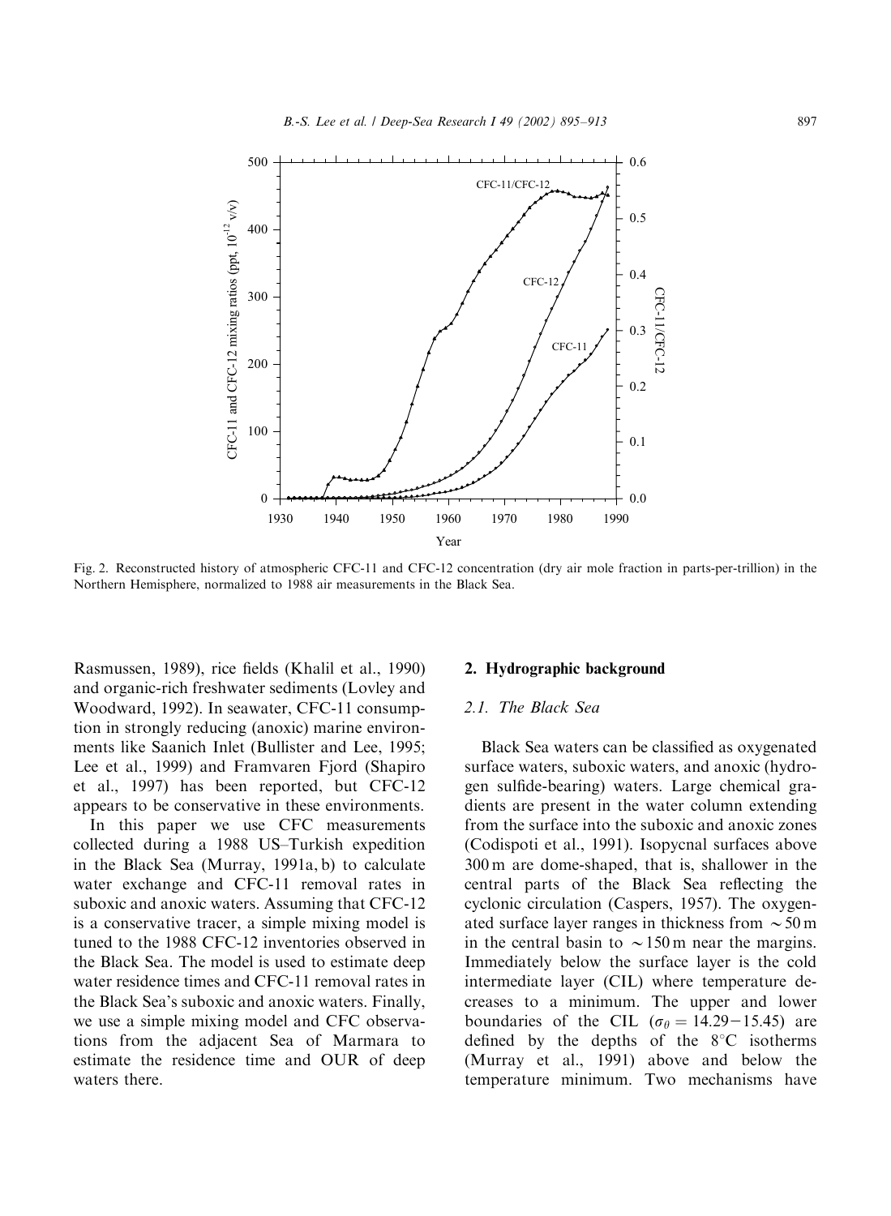Fig. 2. Reconstructed history of atmospheric CFC-11 and CFC-12 concentration (dry air mole fraction in parts-per-trillion) in the Northern Hemisphere, normalized to 1988 air measurements in the Black Sea.

Rasmussen, 1989), rice fields (Khalil et al., 1990) and organic-rich freshwater sediments (Lovley and Woodward, 1992). In seawater, CFC-11 consumption in strongly reducing (anoxic) marine environments like Saanich Inlet (Bullister and Lee, 1995; Lee et al., 1999) and Framvaren Fjord (Shapiro et al., 1997) has been reported, but CFC-12 appears to be conservative in these environments.

In this paper we use CFC measurements collected during a 1988 US–Turkish expedition in the Black Sea (Murray, 1991a, b) to calculate water exchange and CFC-11 removal rates in suboxic and anoxic waters. Assuming that CFC-12 is a conservative tracer, a simple mixing model is tuned to the 1988 CFC-12 inventories observed in the Black Sea. The model is used to estimate deep water residence times and CFC-11 removal rates in the Black Sea's suboxic and anoxic waters. Finally, we use a simple mixing model and CFC observations from the adjacent Sea of Marmara to estimate the residence time and OUR of deep waters there.

## 2. Hydrographic background

### 2.1. The Black Sea

Black Sea waters can be classified as oxygenated surface waters, suboxic waters, and anoxic (hydrogen sulfide-bearing) waters. Large chemical gradients are present in the water column extending from the surface into the suboxic and anoxic zones (Codispoti et al., 1991). Isopycnal surfaces above 300 m are dome-shaped, that is, shallower in the central parts of the Black Sea reflecting the cyclonic circulation (Caspers, 1957). The oxygenated surface layer ranges in thickness from $\sim 50$ m in the central basin to $\sim 150$ m near the margins. Immediately below the surface layer is the cold intermediate layer (CIL) where temperature decreases to a minimum. The upper and lower boundaries of the CIL ($\sigma_\theta = 14.29 - 15.45$) are defined by the depths of the $8^\circ$C isotherms (Murray et al., 1991) above and below the temperature minimum. Two mechanisms have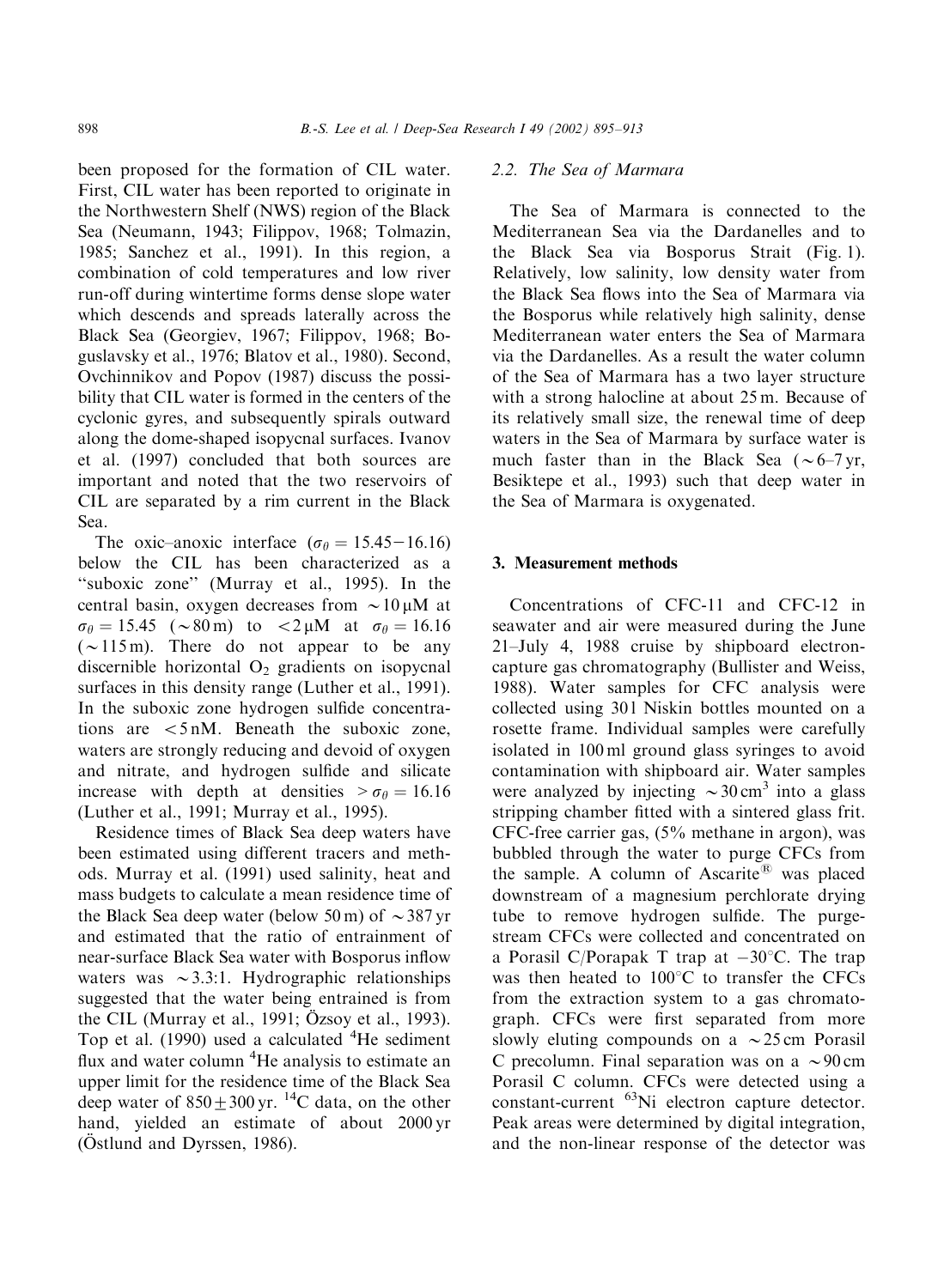been proposed for the formation of CIL water. First, CIL water has been reported to originate in the Northwestern Shelf (NWS) region of the Black Sea (Neumann, 1943; Filippov, 1968; Tolmazin, 1985; Sanchez et al., 1991). In this region, a combination of cold temperatures and low river run-off during wintertime forms dense slope water which descends and spreads laterally across the Black Sea (Georgiev, 1967; Filippov, 1968; Boguslavsky et al., 1976; Blatov et al., 1980). Second, Ovchinnikov and Popov (1987) discuss the possibility that CIL water is formed in the centers of the cyclonic gyres, and subsequently spirals outward along the dome-shaped isopycnal surfaces. Ivanov et al. (1997) concluded that both sources are important and noted that the two reservoirs of CIL are separated by a rim current in the Black Sea.

The oxic–anoxic interface ($\sigma_\theta = 15.45-16.16$) below the CIL has been characterized as a "suboxic zone" (Murray et al., 1995). In the central basin, oxygen decreases from $\sim 10\,\mu M$ at $\sigma_\theta = 15.45$ ($\sim 80$ m) to $< 2\,\mu M$ at $\sigma_\theta = 16.16$ ($\sim 115$ m). There do not appear to be any discernible horizontal $O_2$ gradients on isopycnal surfaces in this density range (Luther et al., 1991). In the suboxic zone hydrogen sulfide concentrations are $< 5$ nM. Beneath the suboxic zone, waters are strongly reducing and devoid of oxygen and nitrate, and hydrogen sulfide and silicate increase with depth at densities $> \sigma_\theta = 16.16$ (Luther et al., 1991; Murray et al., 1995).

Residence times of Black Sea deep waters have been estimated using different tracers and methods. Murray et al. (1991) used salinity, heat and mass budgets to calculate a mean residence time of the Black Sea deep water (below 50 m) of $\sim 387$ yr and estimated that the ratio of entrainment of near-surface Black Sea water with Bosporus inflow waters was $\sim 3.3$:1. Hydrographic relationships suggested that the water being entrained is from the CIL (Murray et al., 1991; Özsoy et al., 1993). Top et al. (1990) used a calculated $^4He$ sediment flux and water column $^4He$ analysis to estimate an upper limit for the residence time of the Black Sea deep water of $850 \pm 300$ yr. $^{14}C$ data, on the other hand, yielded an estimate of about 2000 yr (Östlund and Dyrssen, 1986).

### 2.2. The Sea of Marmara

The Sea of Marmara is connected to the Mediterranean Sea via the Dardanelles and to the Black Sea via Bosporus Strait (Fig. 1). Relatively, low salinity, low density water from the Black Sea flows into the Sea of Marmara via the Bosporus while relatively high salinity, dense Mediterranean water enters the Sea of Marmara via the Dardanelles. As a result the water column of the Sea of Marmara has a two layer structure with a strong halocline at about 25 m. Because of its relatively small size, the renewal time of deep waters in the Sea of Marmara by surface water is much faster than in the Black Sea ($\sim 6$–7 yr, Besiktepe et al., 1993) such that deep water in the Sea of Marmara is oxygenated.

## 3. Measurement methods

Concentrations of CFC-11 and CFC-12 in seawater and air were measured during the June 21–July 4, 1988 cruise by shipboard electron-capture gas chromatography (Bullister and Weiss, 1988). Water samples for CFC analysis were collected using 30 l Niskin bottles mounted on a rosette frame. Individual samples were carefully isolated in 100 ml ground glass syringes to avoid contamination with shipboard air. Water samples were analyzed by injecting $\sim 30\,cm^3$ into a glass stripping chamber fitted with a sintered glass frit. CFC-free carrier gas, (5% methane in argon), was bubbled through the water to purge CFCs from the sample. A column of Ascarite® was placed downstream of a magnesium perchlorate drying tube to remove hydrogen sulfide. The purge-stream CFCs were collected and concentrated on a Porasil C/Porapak T trap at $-30°C$. The trap was then heated to $100°C$ to transfer the CFCs from the extraction system to a gas chromatograph. CFCs were first separated from more slowly eluting compounds on a $\sim 25$ cm Porasil C precolumn. Final separation was on a $\sim 90$ cm Porasil C column. CFCs were detected using a constant-current $^{63}Ni$ electron capture detector. Peak areas were determined by digital integration, and the non-linear response of the detector was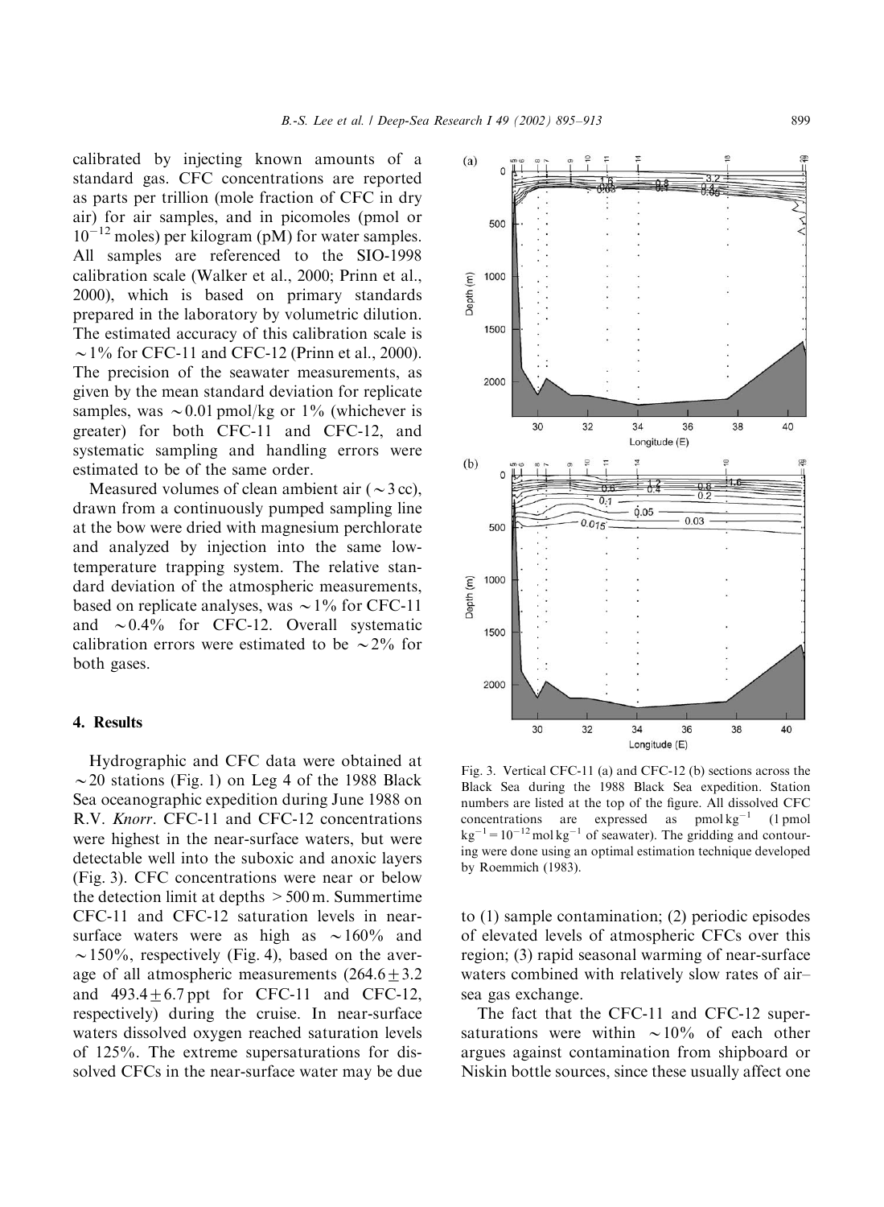calibrated by injecting known amounts of a standard gas. CFC concentrations are reported as parts per trillion (mole fraction of CFC in dry air) for air samples, and in picomoles (pmol or $10^{-12}$ moles) per kilogram (pM) for water samples. All samples are referenced to the SIO-1998 calibration scale (Walker et al., 2000; Prinn et al., 2000), which is based on primary standards prepared in the laboratory by volumetric dilution. The estimated accuracy of this calibration scale is $\sim 1\%$ for CFC-11 and CFC-12 (Prinn et al., 2000). The precision of the seawater measurements, as given by the mean standard deviation for replicate samples, was $\sim 0.01$ pmol/kg or 1% (whichever is greater) for both CFC-11 and CFC-12, and systematic sampling and handling errors were estimated to be of the same order.

Measured volumes of clean ambient air ($\sim 3$ cc), drawn from a continuously pumped sampling line at the bow were dried with magnesium perchlorate and analyzed by injection into the same low-temperature trapping system. The relative standard deviation of the atmospheric measurements, based on replicate analyses, was $\sim 1\%$ for CFC-11 and $\sim 0.4\%$ for CFC-12. Overall systematic calibration errors were estimated to be $\sim 2\%$ for both gases.

## 4. Results

Hydrographic and CFC data were obtained at $\sim 20$ stations (Fig. 1) on Leg 4 of the 1988 Black Sea oceanographic expedition during June 1988 on R.V. *Knorr*. CFC-11 and CFC-12 concentrations were highest in the near-surface waters, but were detectable well into the suboxic and anoxic layers (Fig. 3). CFC concentrations were near or below the detection limit at depths $> 500$ m. Summertime CFC-11 and CFC-12 saturation levels in near-surface waters were as high as $\sim 160\%$ and $\sim 150\%$, respectively (Fig. 4), based on the average of all atmospheric measurements ($264.6 \pm 3.2$ and $493.4 \pm 6.7$ ppt for CFC-11 and CFC-12, respectively) during the cruise. In near-surface waters dissolved oxygen reached saturation levels of 125%. The extreme supersaturations for dissolved CFCs in the near-surface water may be due to (1) sample contamination; (2) periodic episodes of elevated levels of atmospheric CFCs over this region; (3) rapid seasonal warming of near-surface waters combined with relatively slow rates of air–sea gas exchange.

The fact that the CFC-11 and CFC-12 supersaturations were within $\sim 10\%$ of each other argues against contamination from shipboard or Niskin bottle sources, since these usually affect one

Fig. 3. Vertical CFC-11 (a) and CFC-12 (b) sections across the Black Sea during the 1988 Black Sea expedition. Station numbers are listed at the top of the figure. All dissolved CFC concentrations are expressed as pmol $\text{kg}^{-1}$ (1 pmol $\text{kg}^{-1} = 10^{-12}$ mol $\text{kg}^{-1}$ of seawater). The gridding and contouring were done using an optimal estimation technique developed by Roemmich (1983).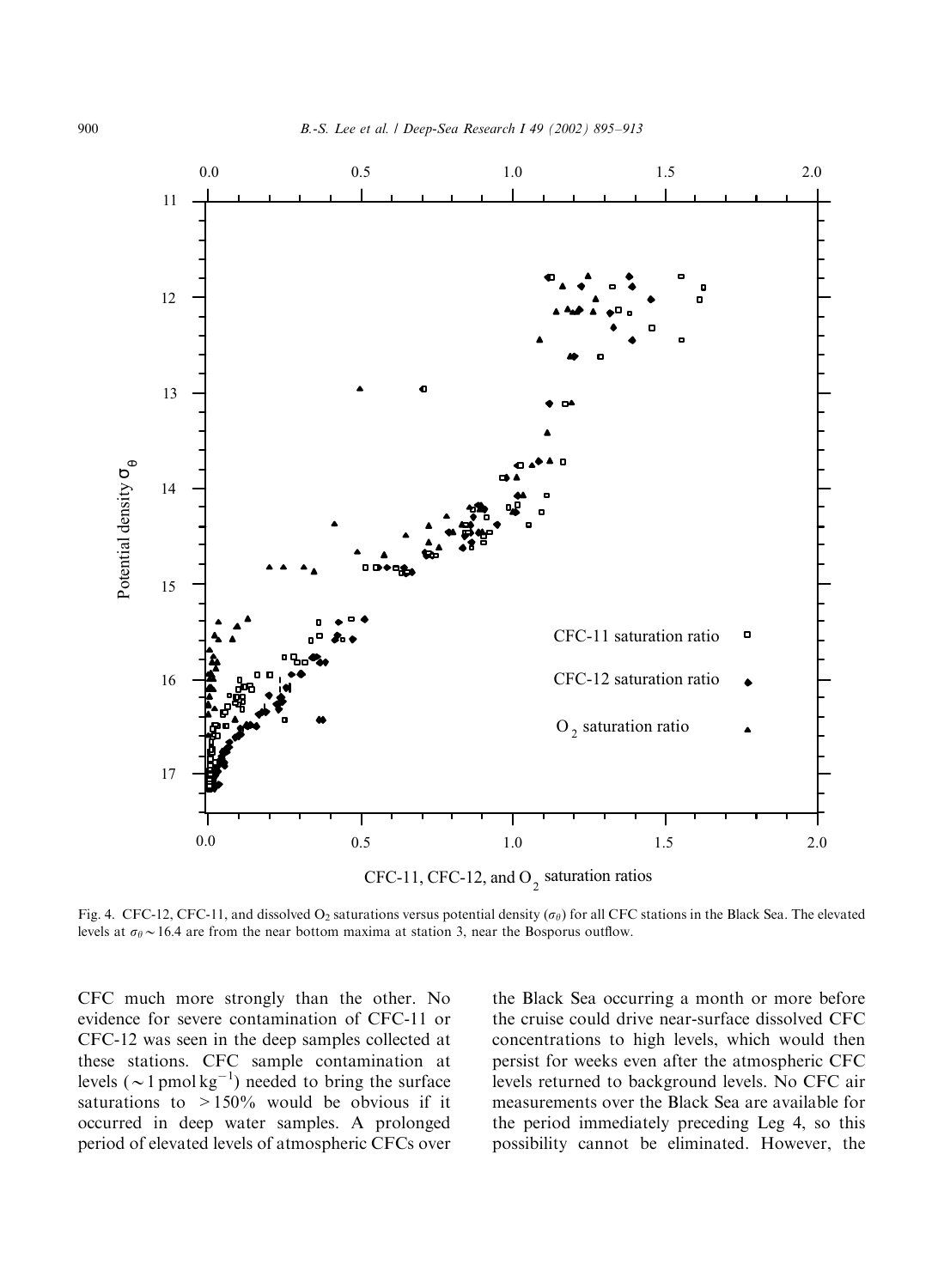Fig. 4. CFC-12, CFC-11, and dissolved $O_2$ saturations versus potential density ($\sigma_\theta$) for all CFC stations in the Black Sea. The elevated levels at $\sigma_\theta \sim 16.4$ are from the near bottom maxima at station 3, near the Bosporus outflow.

CFC much more strongly than the other. No evidence for severe contamination of CFC-11 or CFC-12 was seen in the deep samples collected at these stations. CFC sample contamination at levels ($\sim 1\,\text{pmol}\,\text{kg}^{-1}$) needed to bring the surface saturations to $>150\%$ would be obvious if it occurred in deep water samples. A prolonged period of elevated levels of atmospheric CFCs over the Black Sea occurring a month or more before the cruise could drive near-surface dissolved CFC concentrations to high levels, which would then persist for weeks even after the atmospheric CFC levels returned to background levels. No CFC air measurements over the Black Sea are available for the period immediately preceding Leg 4, so this possibility cannot be eliminated. However, the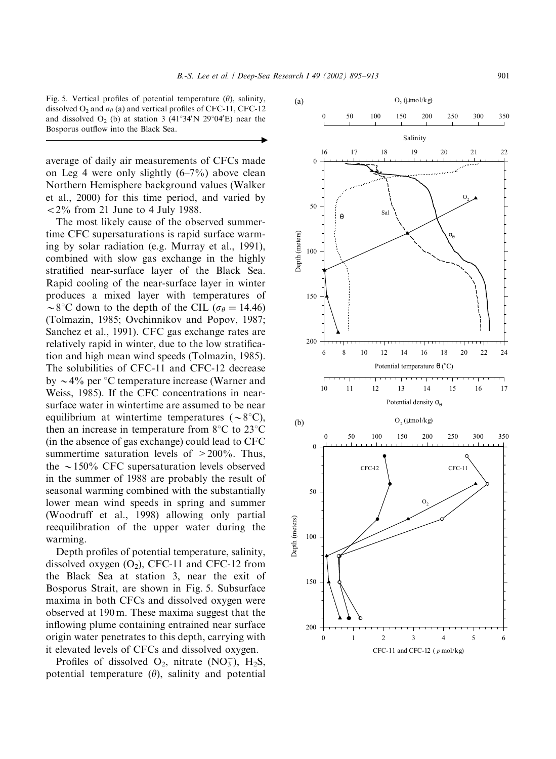Fig. 5. Vertical profiles of potential temperature ($\theta$), salinity, dissolved $O_2$ and $\sigma_\theta$ (a) and vertical profiles of CFC-11, CFC-12 and dissolved $O_2$ (b) at station 3 (41°34′N 29°04′E) near the Bosporus outflow into the Black Sea.

average of daily air measurements of CFCs made on Leg 4 were only slightly (6–7%) above clean Northern Hemisphere background values (Walker et al., 2000) for this time period, and varied by <2% from 21 June to 4 July 1988.

The most likely cause of the observed summertime CFC supersaturations is rapid surface warming by solar radiation (e.g. Murray et al., 1991), combined with slow gas exchange in the highly stratified near-surface layer of the Black Sea. Rapid cooling of the near-surface layer in winter produces a mixed layer with temperatures of ~8°C down to the depth of the CIL ($\sigma_\theta = 14.46$) (Tolmazin, 1985; Ovchinnikov and Popov, 1987; Sanchez et al., 1991). CFC gas exchange rates are relatively rapid in winter, due to the low stratification and high mean wind speeds (Tolmazin, 1985). The solubilities of CFC-11 and CFC-12 decrease by ~4% per °C temperature increase (Warner and Weiss, 1985). If the CFC concentrations in near-surface water in wintertime are assumed to be near equilibrium at wintertime temperatures (~8°C), then an increase in temperature from 8°C to 23°C (in the absence of gas exchange) could lead to CFC summertime saturation levels of >200%. Thus, the ~150% CFC supersaturation levels observed in the summer of 1988 are probably the result of seasonal warming combined with the substantially lower mean wind speeds in spring and summer (Woodruff et al., 1998) allowing only partial reequilibration of the upper water during the warming.

Depth profiles of potential temperature, salinity, dissolved oxygen ($O_2$), CFC-11 and CFC-12 from the Black Sea at station 3, near the exit of Bosporus Strait, are shown in Fig. 5. Subsurface maxima in both CFCs and dissolved oxygen were observed at 190 m. These maxima suggest that the inflowing plume containing entrained near surface origin water penetrates to this depth, carrying with it elevated levels of CFCs and dissolved oxygen.

Profiles of dissolved $O_2$, nitrate ($NO_3^-$), $H_2S$, potential temperature ($\theta$), salinity and potential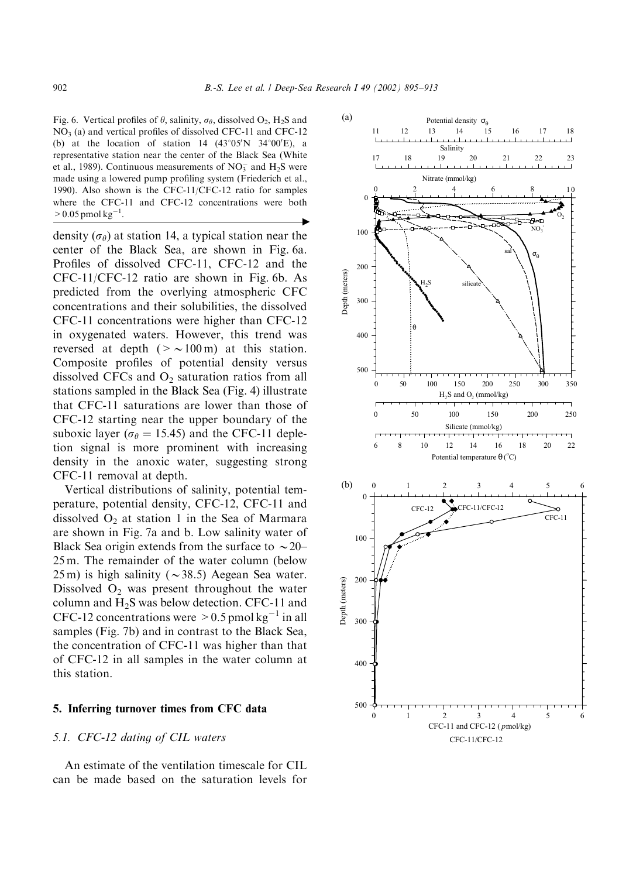Fig. 6. Vertical profiles of $\theta$, salinity, $\sigma_\theta$, dissolved $O_2$, $H_2S$ and $NO_3$ (a) and vertical profiles of dissolved CFC-11 and CFC-12 (b) at the location of station 14 (43°05′N 34°00′E), a representative station near the center of the Black Sea (White et al., 1989). Continuous measurements of $NO_3^-$ and $H_2S$ were made using a lowered pump profiling system (Friederich et al., 1990). Also shown is the CFC-11/CFC-12 ratio for samples where the CFC-11 and CFC-12 concentrations were both $>0.05\,\text{pmol kg}^{-1}$.

density ($\sigma_\theta$) at station 14, a typical station near the center of the Black Sea, are shown in Fig. 6a. Profiles of dissolved CFC-11, CFC-12 and the CFC-11/CFC-12 ratio are shown in Fig. 6b. As predicted from the overlying atmospheric CFC concentrations and their solubilities, the dissolved CFC-11 concentrations were higher than CFC-12 in oxygenated waters. However, this trend was reversed at depth ($>\sim 100$ m) at this station. Composite profiles of potential density versus dissolved CFCs and $O_2$ saturation ratios from all stations sampled in the Black Sea (Fig. 4) illustrate that CFC-11 saturations are lower than those of CFC-12 starting near the upper boundary of the suboxic layer ($\sigma_\theta = 15.45$) and the CFC-11 depletion signal is more prominent with increasing density in the anoxic water, suggesting strong CFC-11 removal at depth.

Vertical distributions of salinity, potential temperature, potential density, CFC-12, CFC-11 and dissolved $O_2$ at station 1 in the Sea of Marmara are shown in Fig. 7a and b. Low salinity water of Black Sea origin extends from the surface to $\sim$20–25 m. The remainder of the water column (below 25 m) is high salinity ($\sim$38.5) Aegean Sea water. Dissolved $O_2$ was present throughout the water column and $H_2S$ was below detection. CFC-11 and CFC-12 concentrations were $>0.5\,\text{pmol kg}^{-1}$ in all samples (Fig. 7b) and in contrast to the Black Sea, the concentration of CFC-11 was higher than that of CFC-12 in all samples in the water column at this station.

## 5. Inferring turnover times from CFC data

### 5.1. CFC-12 dating of CIL waters

An estimate of the ventilation timescale for CIL can be made based on the saturation levels for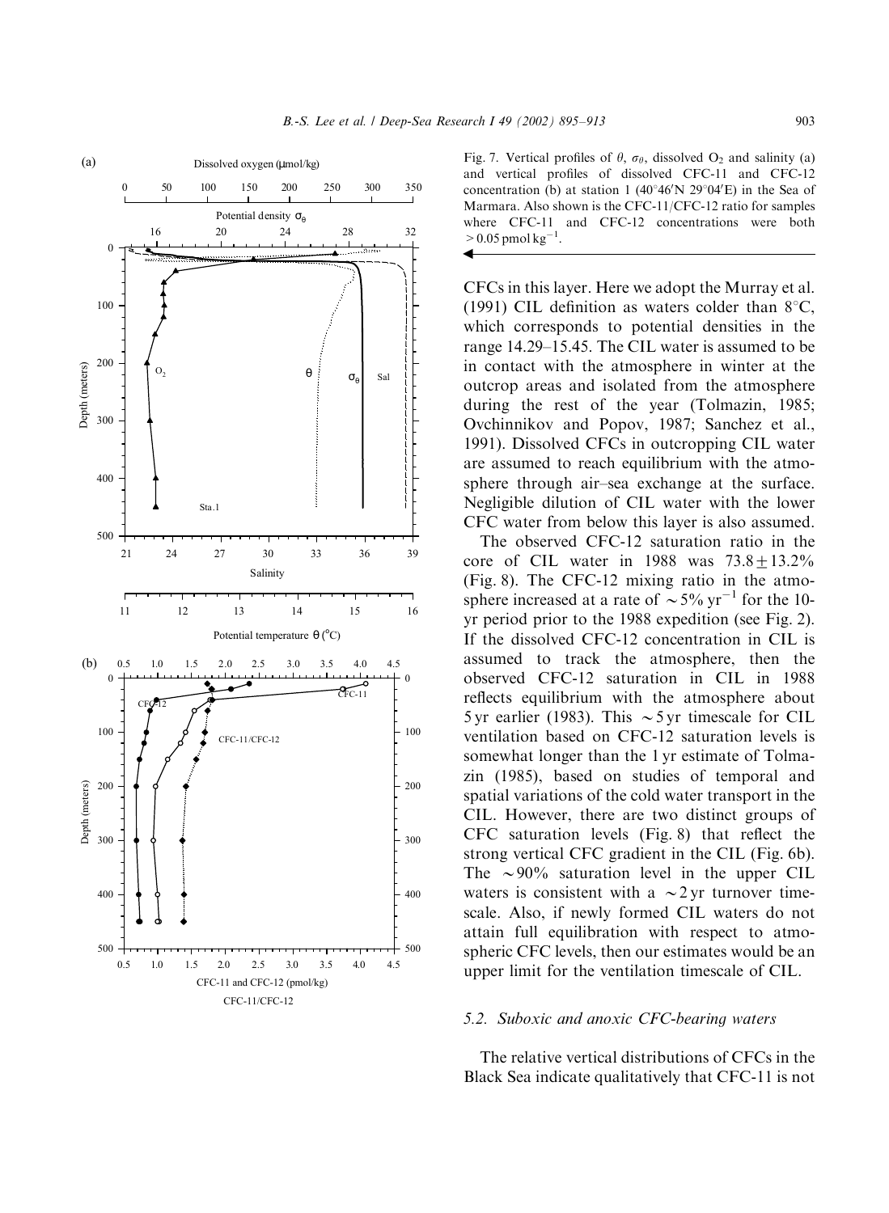Fig. 7. Vertical profiles of $\theta$, $\sigma_\theta$, dissolved $O_2$ and salinity (a) and vertical profiles of dissolved CFC-11 and CFC-12 concentration (b) at station 1 (40°46′N 29°04′E) in the Sea of Marmara. Also shown is the CFC-11/CFC-12 ratio for samples where CFC-11 and CFC-12 concentrations were both $> 0.05\,\text{pmol kg}^{-1}$.

CFCs in this layer. Here we adopt the Murray et al. (1991) CIL definition as waters colder than 8°C, which corresponds to potential densities in the range 14.29–15.45. The CIL water is assumed to be in contact with the atmosphere in winter at the outcrop areas and isolated from the atmosphere during the rest of the year (Tolmazin, 1985; Ovchinnikov and Popov, 1987; Sanchez et al., 1991). Dissolved CFCs in outcropping CIL water are assumed to reach equilibrium with the atmosphere through air–sea exchange at the surface. Negligible dilution of CIL water with the lower CFC water from below this layer is also assumed.

The observed CFC-12 saturation ratio in the core of CIL water in 1988 was $73.8 \pm 13.2\%$ (Fig. 8). The CFC-12 mixing ratio in the atmosphere increased at a rate of $\sim 5\%\,\text{yr}^{-1}$ for the 10-yr period prior to the 1988 expedition (see Fig. 2). If the dissolved CFC-12 concentration in CIL is assumed to track the atmosphere, then the observed CFC-12 saturation in CIL in 1988 reflects equilibrium with the atmosphere about 5 yr earlier (1983). This $\sim 5$ yr timescale for CIL ventilation based on CFC-12 saturation levels is somewhat longer than the 1 yr estimate of Tolmazin (1985), based on studies of temporal and spatial variations of the cold water transport in the CIL. However, there are two distinct groups of CFC saturation levels (Fig. 8) that reflect the strong vertical CFC gradient in the CIL (Fig. 6b). The $\sim 90\%$ saturation level in the upper CIL waters is consistent with a $\sim 2$ yr turnover timescale. Also, if newly formed CIL waters do not attain full equilibration with respect to atmospheric CFC levels, then our estimates would be an upper limit for the ventilation timescale of CIL.

### 5.2. Suboxic and anoxic CFC-bearing waters

The relative vertical distributions of CFCs in the Black Sea indicate qualitatively that CFC-11 is not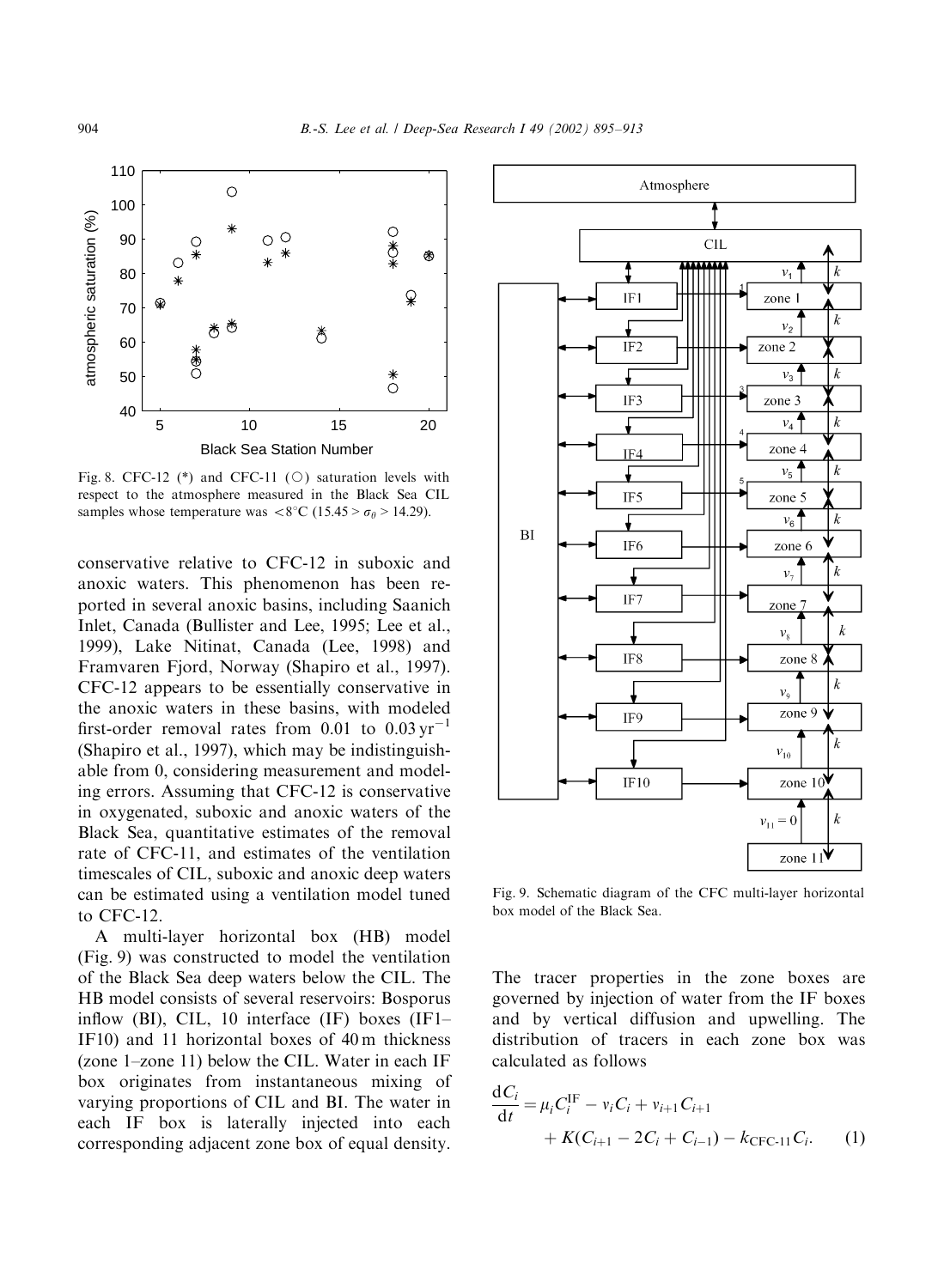Fig. 8. CFC-12 (*) and CFC-11 (○) saturation levels with respect to the atmosphere measured in the Black Sea CIL samples whose temperature was <8°C (15.45 > $\sigma_\theta$ > 14.29).

conservative relative to CFC-12 in suboxic and anoxic waters. This phenomenon has been reported in several anoxic basins, including Saanich Inlet, Canada (Bullister and Lee, 1995; Lee et al., 1999), Lake Nitinat, Canada (Lee, 1998) and Framvaren Fjord, Norway (Shapiro et al., 1997). CFC-12 appears to be essentially conservative in the anoxic waters in these basins, with modeled first-order removal rates from 0.01 to 0.03 $\mathrm{yr}^{-1}$ (Shapiro et al., 1997), which may be indistinguishable from 0, considering measurement and modeling errors. Assuming that CFC-12 is conservative in oxygenated, suboxic and anoxic waters of the Black Sea, quantitative estimates of the removal rate of CFC-11, and estimates of the ventilation timescales of CIL, suboxic and anoxic deep waters can be estimated using a ventilation model tuned to CFC-12.

A multi-layer horizontal box (HB) model (Fig. 9) was constructed to model the ventilation of the Black Sea deep waters below the CIL. The HB model consists of several reservoirs: Bosporus inflow (BI), CIL, 10 interface (IF) boxes (IF1–IF10) and 11 horizontal boxes of 40 m thickness (zone 1–zone 11) below the CIL. Water in each IF box originates from instantaneous mixing of varying proportions of CIL and BI. The water in each IF box is laterally injected into each corresponding adjacent zone box of equal density.

Fig. 9. Schematic diagram of the CFC multi-layer horizontal box model of the Black Sea.

The tracer properties in the zone boxes are governed by injection of water from the IF boxes and by vertical diffusion and upwelling. The distribution of tracers in each zone box was calculated as follows

$$\frac{\mathrm{d}C_i}{\mathrm{d}t} = \mu_i C_i^{\mathrm{IF}} - v_i C_i + v_{i+1} C_{i+1} + K(C_{i+1} - 2C_i + C_{i-1}) - k_{\mathrm{CFC\text{-}11}} C_i. \qquad (1)$$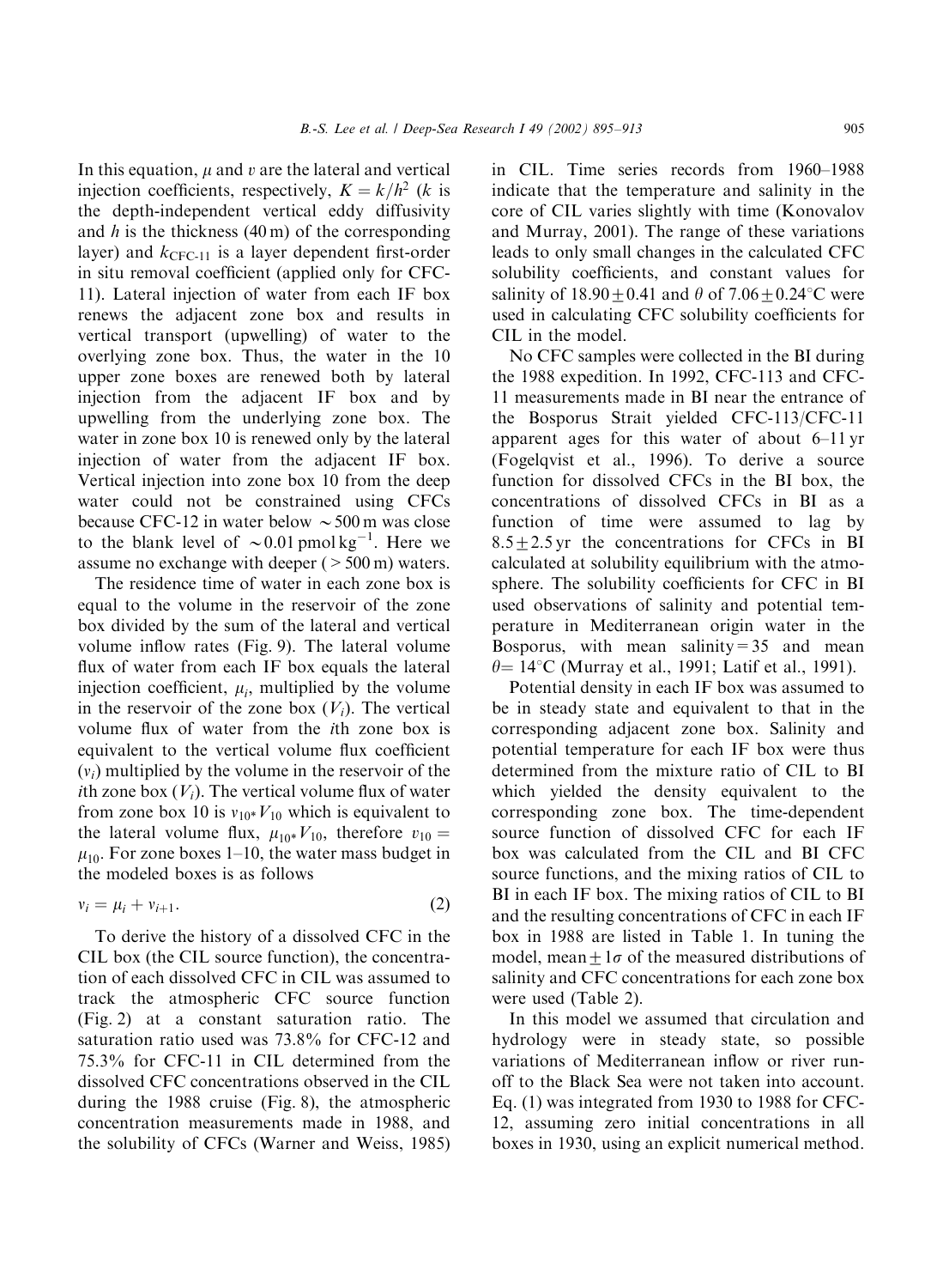In this equation, $\mu$ and $v$ are the lateral and vertical injection coefficients, respectively, $K = k/h^2$ ($k$ is the depth-independent vertical eddy diffusivity and $h$ is the thickness (40 m) of the corresponding layer) and $k_{CFC\text{-}11}$ is a layer dependent first-order in situ removal coefficient (applied only for CFC-11). Lateral injection of water from each IF box renews the adjacent zone box and results in vertical transport (upwelling) of water to the overlying zone box. Thus, the water in the 10 upper zone boxes are renewed both by lateral injection from the adjacent IF box and by upwelling from the underlying zone box. The water in zone box 10 is renewed only by the lateral injection of water from the adjacent IF box. Vertical injection into zone box 10 from the deep water could not be constrained using CFCs because CFC-12 in water below $\sim$500 m was close to the blank level of $\sim$0.01 pmol kg$^{-1}$. Here we assume no exchange with deeper (>500 m) waters.

The residence time of water in each zone box is equal to the volume in the reservoir of the zone box divided by the sum of the lateral and vertical volume inflow rates (Fig. 9). The lateral volume flux of water from each IF box equals the lateral injection coefficient, $\mu_i$, multiplied by the volume in the reservoir of the zone box ($V_i$). The vertical volume flux of water from the $i$th zone box is equivalent to the vertical volume flux coefficient ($v_i$) multiplied by the volume in the reservoir of the $i$th zone box ($V_i$). The vertical volume flux of water from zone box 10 is $v_{10*}V_{10}$ which is equivalent to the lateral volume flux, $\mu_{10*}V_{10}$, therefore $v_{10} = \mu_{10}$. For zone boxes 1–10, the water mass budget in the modeled boxes is as follows

$$v_i = \mu_i + v_{i+1}. \tag{2}$$

To derive the history of a dissolved CFC in the CIL box (the CIL source function), the concentration of each dissolved CFC in CIL was assumed to track the atmospheric CFC source function (Fig. 2) at a constant saturation ratio. The saturation ratio used was 73.8% for CFC-12 and 75.3% for CFC-11 in CIL determined from the dissolved CFC concentrations observed in the CIL during the 1988 cruise (Fig. 8), the atmospheric concentration measurements made in 1988, and the solubility of CFCs (Warner and Weiss, 1985) in CIL. Time series records from 1960–1988 indicate that the temperature and salinity in the core of CIL varies slightly with time (Konovalov and Murray, 2001). The range of these variations leads to only small changes in the calculated CFC solubility coefficients, and constant values for salinity of $18.90 \pm 0.41$ and $\theta$ of $7.06 \pm 0.24$°C were used in calculating CFC solubility coefficients for CIL in the model.

No CFC samples were collected in the BI during the 1988 expedition. In 1992, CFC-113 and CFC-11 measurements made in BI near the entrance of the Bosporus Strait yielded CFC-113/CFC-11 apparent ages for this water of about 6–11 yr (Fogelqvist et al., 1996). To derive a source function for dissolved CFCs in the BI box, the concentrations of dissolved CFCs in BI as a function of time were assumed to lag by $8.5 \pm 2.5$ yr the concentrations for CFCs in BI calculated at solubility equilibrium with the atmosphere. The solubility coefficients for CFC in BI used observations of salinity and potential temperature in Mediterranean origin water in the Bosporus, with mean salinity = 35 and mean $\theta$ = 14°C (Murray et al., 1991; Latif et al., 1991).

Potential density in each IF box was assumed to be in steady state and equivalent to that in the corresponding adjacent zone box. Salinity and potential temperature for each IF box were thus determined from the mixture ratio of CIL to BI which yielded the density equivalent to the corresponding zone box. The time-dependent source function of dissolved CFC for each IF box was calculated from the CIL and BI CFC source functions, and the mixing ratios of CIL to BI in each IF box. The mixing ratios of CIL to BI and the resulting concentrations of CFC in each IF box in 1988 are listed in Table 1. In tuning the model, mean $\pm 1\sigma$ of the measured distributions of salinity and CFC concentrations for each zone box were used (Table 2).

In this model we assumed that circulation and hydrology were in steady state, so possible variations of Mediterranean inflow or river runoff to the Black Sea were not taken into account. Eq. (1) was integrated from 1930 to 1988 for CFC-12, assuming zero initial concentrations in all boxes in 1930, using an explicit numerical method.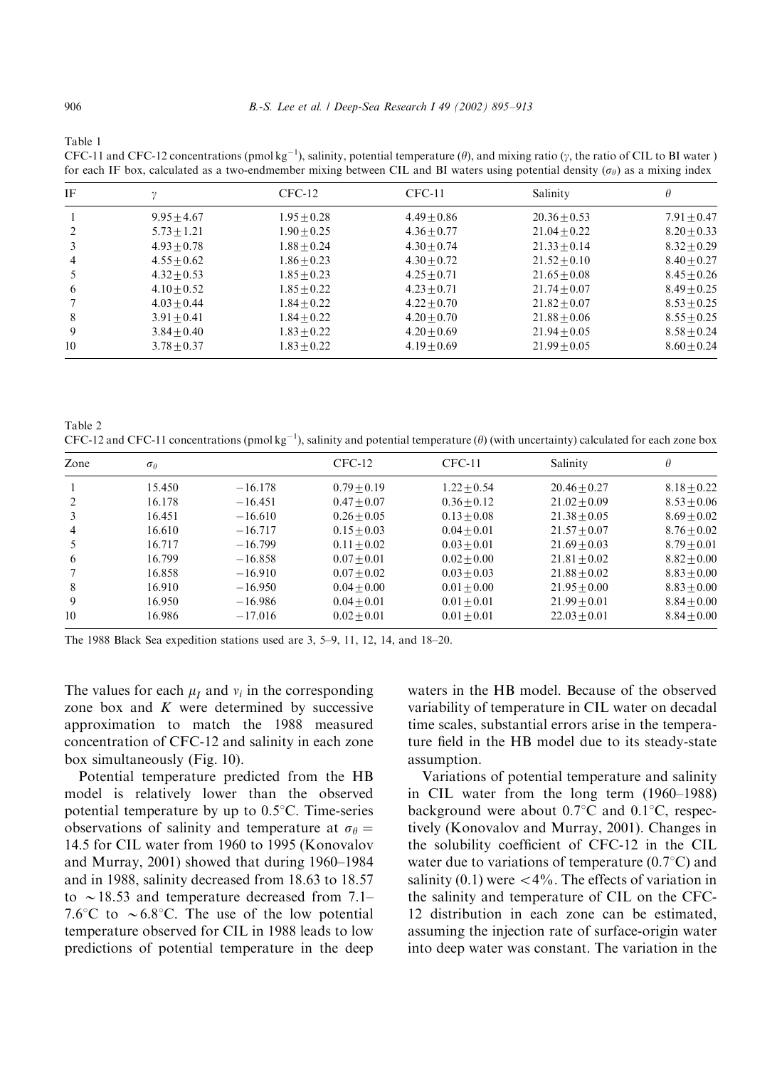Table 1

CFC-11 and CFC-12 concentrations (pmol kg$^{-1}$), salinity, potential temperature ($\theta$), and mixing ratio ($\gamma$, the ratio of CIL to BI water ) for each IF box, calculated as a two-endmember mixing between CIL and BI waters using potential density ($\sigma_\theta$) as a mixing index

| IF | $\gamma$ | CFC-12 | CFC-11 | Salinity | $\theta$ |
|---|---|---|---|---|---|
| 1 | $9.95 \pm 4.67$ | $1.95 \pm 0.28$ | $4.49 \pm 0.86$ | $20.36 \pm 0.53$ | $7.91 \pm 0.47$ |
| 2 | $5.73 \pm 1.21$ | $1.90 \pm 0.25$ | $4.36 \pm 0.77$ | $21.04 \pm 0.22$ | $8.20 \pm 0.33$ |
| 3 | $4.93 \pm 0.78$ | $1.88 \pm 0.24$ | $4.30 \pm 0.74$ | $21.33 \pm 0.14$ | $8.32 \pm 0.29$ |
| 4 | $4.55 \pm 0.62$ | $1.86 \pm 0.23$ | $4.30 \pm 0.72$ | $21.52 \pm 0.10$ | $8.40 \pm 0.27$ |
| 5 | $4.32 \pm 0.53$ | $1.85 \pm 0.23$ | $4.25 \pm 0.71$ | $21.65 \pm 0.08$ | $8.45 \pm 0.26$ |
| 6 | $4.10 \pm 0.52$ | $1.85 \pm 0.22$ | $4.23 \pm 0.71$ | $21.74 \pm 0.07$ | $8.49 \pm 0.25$ |
| 7 | $4.03 \pm 0.44$ | $1.84 \pm 0.22$ | $4.22 \pm 0.70$ | $21.82 \pm 0.07$ | $8.53 \pm 0.25$ |
| 8 | $3.91 \pm 0.41$ | $1.84 \pm 0.22$ | $4.20 \pm 0.70$ | $21.88 \pm 0.06$ | $8.55 \pm 0.25$ |
| 9 | $3.84 \pm 0.40$ | $1.83 \pm 0.22$ | $4.20 \pm 0.69$ | $21.94 \pm 0.05$ | $8.58 \pm 0.24$ |
| 10 | $3.78 \pm 0.37$ | $1.83 \pm 0.22$ | $4.19 \pm 0.69$ | $21.99 \pm 0.05$ | $8.60 \pm 0.24$ |

Table 2

CFC-12 and CFC-11 concentrations (pmol kg$^{-1}$), salinity and potential temperature ($\theta$) (with uncertainty) calculated for each zone box

| Zone | $\sigma_\theta$ | | CFC-12 | CFC-11 | Salinity | $\theta$ |
|---|---|---|---|---|---|---|
| 1 | 15.450 | −16.178 | $0.79 \pm 0.19$ | $1.22 \pm 0.54$ | $20.46 \pm 0.27$ | $8.18 \pm 0.22$ |
| 2 | 16.178 | −16.451 | $0.47 \pm 0.07$ | $0.36 \pm 0.12$ | $21.02 \pm 0.09$ | $8.53 \pm 0.06$ |
| 3 | 16.451 | −16.610 | $0.26 \pm 0.05$ | $0.13 \pm 0.08$ | $21.38 \pm 0.05$ | $8.69 \pm 0.02$ |
| 4 | 16.610 | −16.717 | $0.15 \pm 0.03$ | $0.04 \pm 0.01$ | $21.57 \pm 0.07$ | $8.76 \pm 0.02$ |
| 5 | 16.717 | −16.799 | $0.11 \pm 0.02$ | $0.03 \pm 0.01$ | $21.69 \pm 0.03$ | $8.79 \pm 0.01$ |
| 6 | 16.799 | −16.858 | $0.07 \pm 0.01$ | $0.02 \pm 0.00$ | $21.81 \pm 0.02$ | $8.82 \pm 0.00$ |
| 7 | 16.858 | −16.910 | $0.07 \pm 0.02$ | $0.03 \pm 0.03$ | $21.88 \pm 0.02$ | $8.83 \pm 0.00$ |
| 8 | 16.910 | −16.950 | $0.04 \pm 0.00$ | $0.01 \pm 0.00$ | $21.95 \pm 0.00$ | $8.83 \pm 0.00$ |
| 9 | 16.950 | −16.986 | $0.04 \pm 0.01$ | $0.01 \pm 0.00$ | $21.99 \pm 0.01$ | $8.84 \pm 0.00$ |
| 10 | 16.986 | −17.016 | $0.02 \pm 0.01$ | $0.01 \pm 0.01$ | $22.03 \pm 0.01$ | $8.84 \pm 0.00$ |

The 1988 Black Sea expedition stations used are 3, 5–9, 11, 12, 14, and 18–20.

The values for each $\mu_I$ and $v_i$ in the corresponding zone box and $K$ were determined by successive approximation to match the 1988 measured concentration of CFC-12 and salinity in each zone box simultaneously (Fig. 10).

Potential temperature predicted from the HB model is relatively lower than the observed potential temperature by up to 0.5°C. Time-series observations of salinity and temperature at $\sigma_\theta = 14.5$ for CIL water from 1960 to 1995 (Konovalov and Murray, 2001) showed that during 1960–1984 and in 1988, salinity decreased from 18.63 to 18.57 to ~18.53 and temperature decreased from 7.1–7.6°C to ~6.8°C. The use of the low potential temperature observed for CIL in 1988 leads to low predictions of potential temperature in the deep waters in the HB model. Because of the observed variability of temperature in CIL water on decadal time scales, substantial errors arise in the temperature field in the HB model due to its steady-state assumption.

Variations of potential temperature and salinity in CIL water from the long term (1960–1988) background were about 0.7°C and 0.1°C, respectively (Konovalov and Murray, 2001). Changes in the solubility coefficient of CFC-12 in the CIL water due to variations of temperature (0.7°C) and salinity (0.1) were <4%. The effects of variation in the salinity and temperature of CIL on the CFC-12 distribution in each zone can be estimated, assuming the injection rate of surface-origin water into deep water was constant. The variation in the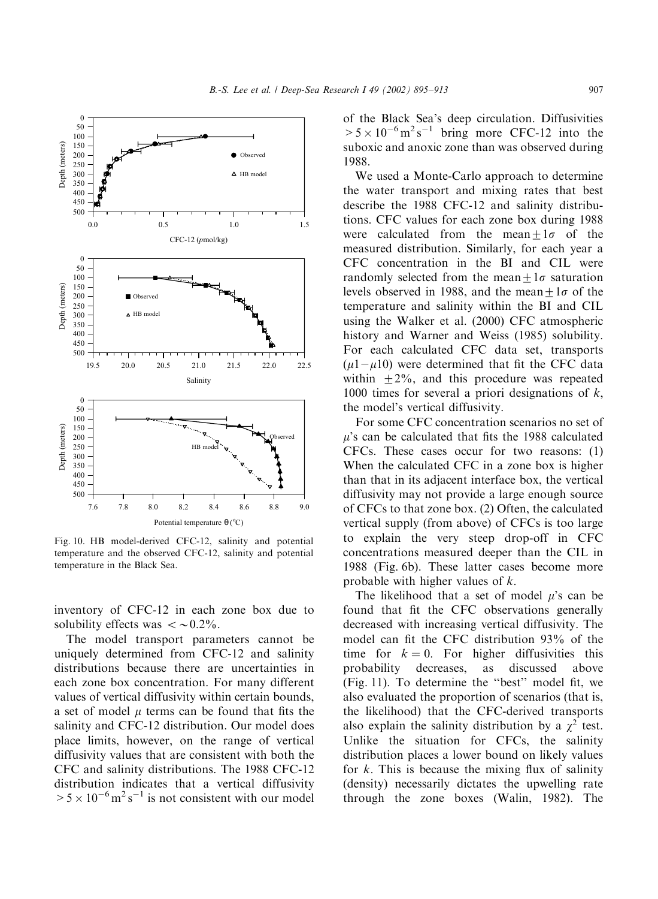Fig. 10. HB model-derived CFC-12, salinity and potential temperature and the observed CFC-12, salinity and potential temperature in the Black Sea.

inventory of CFC-12 in each zone box due to solubility effects was $< \sim 0.2\%$.

The model transport parameters cannot be uniquely determined from CFC-12 and salinity distributions because there are uncertainties in each zone box concentration. For many different values of vertical diffusivity within certain bounds, a set of model $\mu$ terms can be found that fits the salinity and CFC-12 distribution. Our model does place limits, however, on the range of vertical diffusivity values that are consistent with both the CFC and salinity distributions. The 1988 CFC-12 distribution indicates that a vertical diffusivity $> 5 \times 10^{-6}\,\mathrm{m^2\,s^{-1}}$ is not consistent with our model of the Black Sea's deep circulation. Diffusivities $> 5 \times 10^{-6}\,\mathrm{m^2\,s^{-1}}$ bring more CFC-12 into the suboxic and anoxic zone than was observed during 1988.

We used a Monte-Carlo approach to determine the water transport and mixing rates that best describe the 1988 CFC-12 and salinity distributions. CFC values for each zone box during 1988 were calculated from the mean $\pm 1\sigma$ of the measured distribution. Similarly, for each year a CFC concentration in the BI and CIL were randomly selected from the mean $\pm 1\sigma$ saturation levels observed in 1988, and the mean $\pm 1\sigma$ of the temperature and salinity within the BI and CIL using the Walker et al. (2000) CFC atmospheric history and Warner and Weiss (1985) solubility. For each calculated CFC data set, transports ($\mu 1 - \mu 10$) were determined that fit the CFC data within $\pm 2\%$, and this procedure was repeated 1000 times for several a priori designations of $k$, the model's vertical diffusivity.

For some CFC concentration scenarios no set of $\mu$'s can be calculated that fits the 1988 calculated CFCs. These cases occur for two reasons: (1) When the calculated CFC in a zone box is higher than that in its adjacent interface box, the vertical diffusivity may not provide a large enough source of CFCs to that zone box. (2) Often, the calculated vertical supply (from above) of CFCs is too large to explain the very steep drop-off in CFC concentrations measured deeper than the CIL in 1988 (Fig. 6b). These latter cases become more probable with higher values of $k$.

The likelihood that a set of model $\mu$'s can be found that fit the CFC observations generally decreased with increasing vertical diffusivity. The model can fit the CFC distribution 93% of the time for $k = 0$. For higher diffusivities this probability decreases, as discussed above (Fig. 11). To determine the "best" model fit, we also evaluated the proportion of scenarios (that is, the likelihood) that the CFC-derived transports also explain the salinity distribution by a $\chi^2$ test. Unlike the situation for CFCs, the salinity distribution places a lower bound on likely values for $k$. This is because the mixing flux of salinity (density) necessarily dictates the upwelling rate through the zone boxes (Walin, 1982). The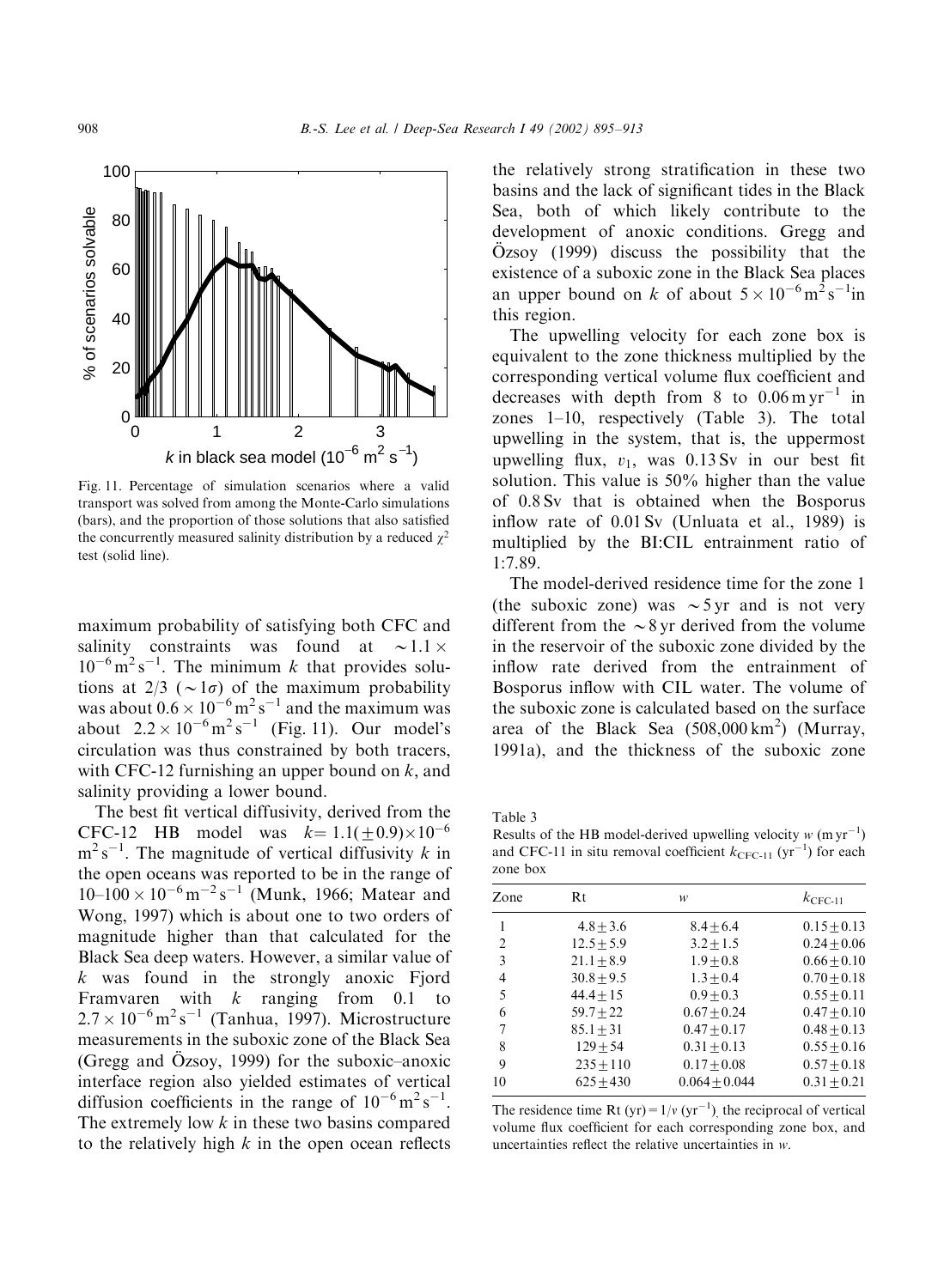Fig. 11. Percentage of simulation scenarios where a valid transport was solved from among the Monte-Carlo simulations (bars), and the proportion of those solutions that also satisfied the concurrently measured salinity distribution by a reduced $\chi^2$ test (solid line).

maximum probability of satisfying both CFC and salinity constraints was found at $\sim 1.1 \times 10^{-6}\,\mathrm{m^2\,s^{-1}}$. The minimum $k$ that provides solutions at 2/3 ($\sim 1\sigma$) of the maximum probability was about $0.6 \times 10^{-6}\,\mathrm{m^2\,s^{-1}}$ and the maximum was about $2.2 \times 10^{-6}\,\mathrm{m^2\,s^{-1}}$ (Fig. 11). Our model's circulation was thus constrained by both tracers, with CFC-12 furnishing an upper bound on $k$, and salinity providing a lower bound.

The best fit vertical diffusivity, derived from the CFC-12 HB model was $k = 1.1(\pm 0.9) \times 10^{-6}\,\mathrm{m^2\,s^{-1}}$. The magnitude of vertical diffusivity $k$ in the open oceans was reported to be in the range of $10\text{–}100 \times 10^{-6}\,\mathrm{m^{-2}\,s^{-1}}$ (Munk, 1966; Matear and Wong, 1997) which is about one to two orders of magnitude higher than that calculated for the Black Sea deep waters. However, a similar value of $k$ was found in the strongly anoxic Fjord Framvaren with $k$ ranging from 0.1 to $2.7 \times 10^{-6}\,\mathrm{m^2\,s^{-1}}$ (Tanhua, 1997). Microstructure measurements in the suboxic zone of the Black Sea (Gregg and Özsoy, 1999) for the suboxic–anoxic interface region also yielded estimates of vertical diffusion coefficients in the range of $10^{-6}\,\mathrm{m^2\,s^{-1}}$. The extremely low $k$ in these two basins compared to the relatively high $k$ in the open ocean reflects the relatively strong stratification in these two basins and the lack of significant tides in the Black Sea, both of which likely contribute to the development of anoxic conditions. Gregg and Özsoy (1999) discuss the possibility that the existence of a suboxic zone in the Black Sea places an upper bound on $k$ of about $5 \times 10^{-6}\,\mathrm{m^2\,s^{-1}}$in this region.

The upwelling velocity for each zone box is equivalent to the zone thickness multiplied by the corresponding vertical volume flux coefficient and decreases with depth from 8 to $0.06\,\mathrm{m\,yr^{-1}}$ in zones 1–10, respectively (Table 3). The total upwelling in the system, that is, the uppermost upwelling flux, $v_1$, was 0.13 Sv in our best fit solution. This value is 50% higher than the value of 0.8 Sv that is obtained when the Bosporus inflow rate of 0.01 Sv (Unluata et al., 1989) is multiplied by the BI:CIL entrainment ratio of 1:7.89.

The model-derived residence time for the zone 1 (the suboxic zone) was $\sim 5$ yr and is not very different from the $\sim 8$ yr derived from the volume in the reservoir of the suboxic zone divided by the inflow rate derived from the entrainment of Bosporus inflow with CIL water. The volume of the suboxic zone is calculated based on the surface area of the Black Sea (508,000 km$^2$) (Murray, 1991a), and the thickness of the suboxic zone

Table 3
Results of the HB model-derived upwelling velocity $w$ ($\mathrm{m\,yr^{-1}}$) and CFC-11 in situ removal coefficient $k_{\text{CFC-11}}$ ($\mathrm{yr^{-1}}$) for each zone box

| Zone | Rt | $w$ | $k_{\text{CFC-11}}$ |
|---|---|---|---|
| 1 | $4.8 \pm 3.6$ | $8.4 \pm 6.4$ | $0.15 \pm 0.13$ |
| 2 | $12.5 \pm 5.9$ | $3.2 \pm 1.5$ | $0.24 \pm 0.06$ |
| 3 | $21.1 \pm 8.9$ | $1.9 \pm 0.8$ | $0.66 \pm 0.10$ |
| 4 | $30.8 \pm 9.5$ | $1.3 \pm 0.4$ | $0.70 \pm 0.18$ |
| 5 | $44.4 \pm 15$ | $0.9 \pm 0.3$ | $0.55 \pm 0.11$ |
| 6 | $59.7 \pm 22$ | $0.67 \pm 0.24$ | $0.47 \pm 0.10$ |
| 7 | $85.1 \pm 31$ | $0.47 \pm 0.17$ | $0.48 \pm 0.13$ |
| 8 | $129 \pm 54$ | $0.31 \pm 0.13$ | $0.55 \pm 0.16$ |
| 9 | $235 \pm 110$ | $0.17 \pm 0.08$ | $0.57 \pm 0.18$ |
| 10 | $625 \pm 430$ | $0.064 \pm 0.044$ | $0.31 \pm 0.21$ |

The residence time Rt (yr) $= 1/v$ ($\mathrm{yr^{-1}}$), the reciprocal of vertical volume flux coefficient for each corresponding zone box, and uncertainties reflect the relative uncertainties in $w$.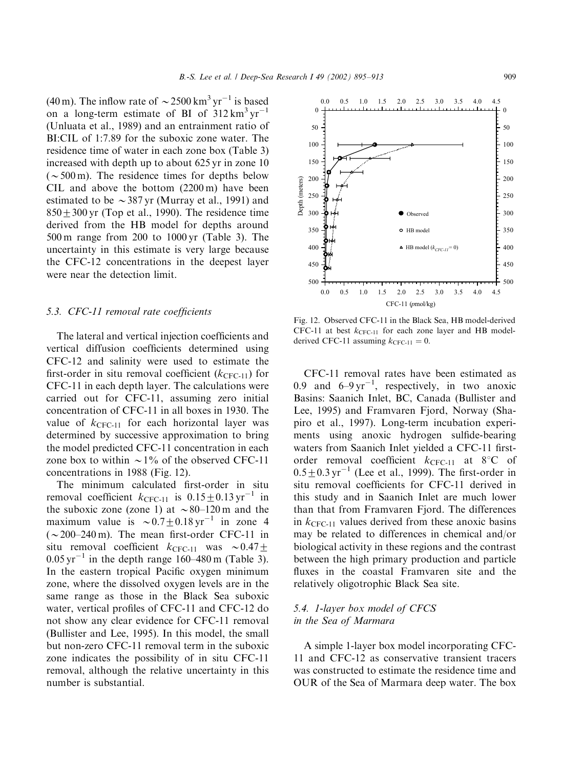(40 m). The inflow rate of $\sim 2500\,km^3\,yr^{-1}$ is based on a long-term estimate of BI of $312\,km^3\,yr^{-1}$ (Unluata et al., 1989) and an entrainment ratio of BI:CIL of 1:7.89 for the suboxic zone water. The residence time of water in each zone box (Table 3) increased with depth up to about 625 yr in zone 10 ($\sim$500 m). The residence times for depths below CIL and above the bottom (2200 m) have been estimated to be $\sim$387 yr (Murray et al., 1991) and $850 \pm 300$ yr (Top et al., 1990). The residence time derived from the HB model for depths around 500 m range from 200 to 1000 yr (Table 3). The uncertainty in this estimate is very large because the CFC-12 concentrations in the deepest layer were near the detection limit.

### 5.3. CFC-11 removal rate coefficients

The lateral and vertical injection coefficients and vertical diffusion coefficients determined using CFC-12 and salinity were used to estimate the first-order in situ removal coefficient ($k_{CFC\text{-}11}$) for CFC-11 in each depth layer. The calculations were carried out for CFC-11, assuming zero initial concentration of CFC-11 in all boxes in 1930. The value of $k_{CFC\text{-}11}$ for each horizontal layer was determined by successive approximation to bring the model predicted CFC-11 concentration in each zone box to within $\sim$1% of the observed CFC-11 concentrations in 1988 (Fig. 12).

The minimum calculated first-order in situ removal coefficient $k_{CFC\text{-}11}$ is $0.15 \pm 0.13\,yr^{-1}$ in the suboxic zone (zone 1) at $\sim$80–120 m and the maximum value is $\sim 0.7 \pm 0.18\,yr^{-1}$ in zone 4 ($\sim$200–240 m). The mean first-order CFC-11 in situ removal coefficient $k_{CFC\text{-}11}$ was $\sim 0.47 \pm 0.05\,yr^{-1}$ in the depth range 160–480 m (Table 3). In the eastern tropical Pacific oxygen minimum zone, where the dissolved oxygen levels are in the same range as those in the Black Sea suboxic water, vertical profiles of CFC-11 and CFC-12 do not show any clear evidence for CFC-11 removal (Bullister and Lee, 1995). In this model, the small but non-zero CFC-11 removal term in the suboxic zone indicates the possibility of in situ CFC-11 removal, although the relative uncertainty in this number is substantial.

Fig. 12. Observed CFC-11 in the Black Sea, HB model-derived CFC-11 at best $k_{CFC\text{-}11}$ for each zone layer and HB model-derived CFC-11 assuming $k_{CFC\text{-}11} = 0$.

CFC-11 removal rates have been estimated as 0.9 and $6$–$9\,yr^{-1}$, respectively, in two anoxic Basins: Saanich Inlet, BC, Canada (Bullister and Lee, 1995) and Framvaren Fjord, Norway (Shapiro et al., 1997). Long-term incubation experiments using anoxic hydrogen sulfide-bearing waters from Saanich Inlet yielded a CFC-11 first-order removal coefficient $k_{CFC\text{-}11}$ at 8°C of $0.5 \pm 0.3\,yr^{-1}$ (Lee et al., 1999). The first-order in situ removal coefficients for CFC-11 derived in this study and in Saanich Inlet are much lower than that from Framvaren Fjord. The differences in $k_{CFC\text{-}11}$ values derived from these anoxic basins may be related to differences in chemical and/or biological activity in these regions and the contrast between the high primary production and particle fluxes in the coastal Framvaren site and the relatively oligotrophic Black Sea site.

### 5.4. 1-layer box model of CFCS in the Sea of Marmara

A simple 1-layer box model incorporating CFC-11 and CFC-12 as conservative transient tracers was constructed to estimate the residence time and OUR of the Sea of Marmara deep water. The box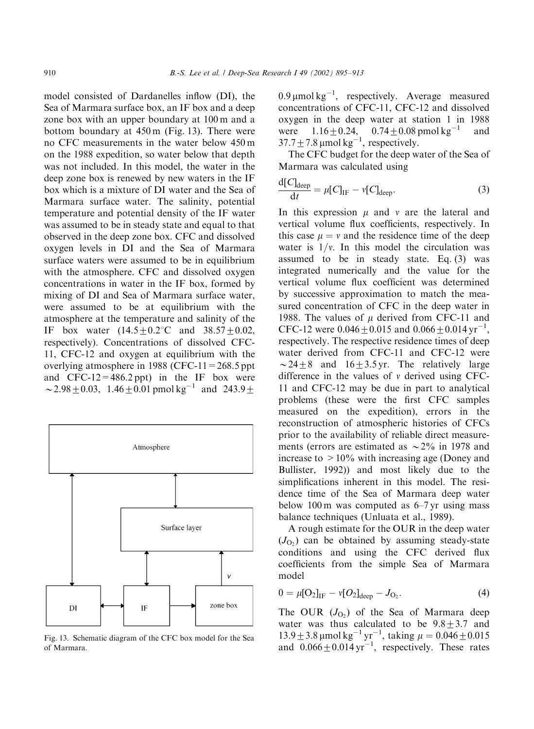model consisted of Dardanelles inflow (DI), the Sea of Marmara surface box, an IF box and a deep zone box with an upper boundary at 100 m and a bottom boundary at 450 m (Fig. 13). There were no CFC measurements in the water below 450 m on the 1988 expedition, so water below that depth was not included. In this model, the water in the deep zone box is renewed by new waters in the IF box which is a mixture of DI water and the Sea of Marmara surface water. The salinity, potential temperature and potential density of the IF water was assumed to be in steady state and equal to that observed in the deep zone box. CFC and dissolved oxygen levels in DI and the Sea of Marmara surface waters were assumed to be in equilibrium with the atmosphere. CFC and dissolved oxygen concentrations in water in the IF box, formed by mixing of DI and Sea of Marmara surface water, were assumed to be at equilibrium with the atmosphere at the temperature and salinity of the IF box water ($14.5 \pm 0.2$°C and $38.57 \pm 0.02$, respectively). Concentrations of dissolved CFC-11, CFC-12 and oxygen at equilibrium with the overlying atmosphere in 1988 (CFC-11 = 268.5 ppt and CFC-12 = 486.2 ppt) in the IF box were $\sim 2.98 \pm 0.03$, $1.46 \pm 0.01$ pmol kg$^{-1}$ and $243.9 \pm 0.9$ μmol kg$^{-1}$, respectively. Average measured concentrations of CFC-11, CFC-12 and dissolved oxygen in the deep water at station 1 in 1988 were $1.16 \pm 0.24$, $0.74 \pm 0.08$ pmol kg$^{-1}$ and $37.7 \pm 7.8$ μmol kg$^{-1}$, respectively.

Atmosphere

Surface layer

DI IF zone box

$v$

Fig. 13. Schematic diagram of the CFC box model for the Sea of Marmara.

The CFC budget for the deep water of the Sea of Marmara was calculated using

$$\frac{d[C]_{\text{deep}}}{dt} = \mu[C]_{\text{IF}} - v[C]_{\text{deep}}. \quad (3)$$

In this expression $\mu$ and $v$ are the lateral and vertical volume flux coefficients, respectively. In this case $\mu = v$ and the residence time of the deep water is $1/v$. In this model the circulation was assumed to be in steady state. Eq. (3) was integrated numerically and the value for the vertical volume flux coefficient was determined by successive approximation to match the measured concentration of CFC in the deep water in 1988. The values of $\mu$ derived from CFC-11 and CFC-12 were $0.046 \pm 0.015$ and $0.066 \pm 0.014$ yr$^{-1}$, respectively. The respective residence times of deep water derived from CFC-11 and CFC-12 were $\sim 24 \pm 8$ and $16 \pm 3.5$ yr. The relatively large difference in the values of $v$ derived using CFC-11 and CFC-12 may be due in part to analytical problems (these were the first CFC samples measured on the expedition), errors in the reconstruction of atmospheric histories of CFCs prior to the availability of reliable direct measurements (errors are estimated as $\sim 2\%$ in 1978 and increase to $> 10\%$ with increasing age (Doney and Bullister, 1992)) and most likely due to the simplifications inherent in this model. The residence time of the Sea of Marmara deep water below 100 m was computed as 6–7 yr using mass balance techniques (Unluata et al., 1989).

A rough estimate for the OUR in the deep water ($J_{O_2}$) can be obtained by assuming steady-state conditions and using the CFC derived flux coefficients from the simple Sea of Marmara model

$$0 = \mu[O_2]_{\text{IF}} - v[O_2]_{\text{deep}} - J_{O_2}. \quad (4)$$

The OUR ($J_{O_2}$) of the Sea of Marmara deep water was thus calculated to be $9.8 \pm 3.7$ and $13.9 \pm 3.8$ μmol kg$^{-1}$ yr$^{-1}$, taking $\mu = 0.046 \pm 0.015$ and $0.066 \pm 0.014$ yr$^{-1}$, respectively. These rates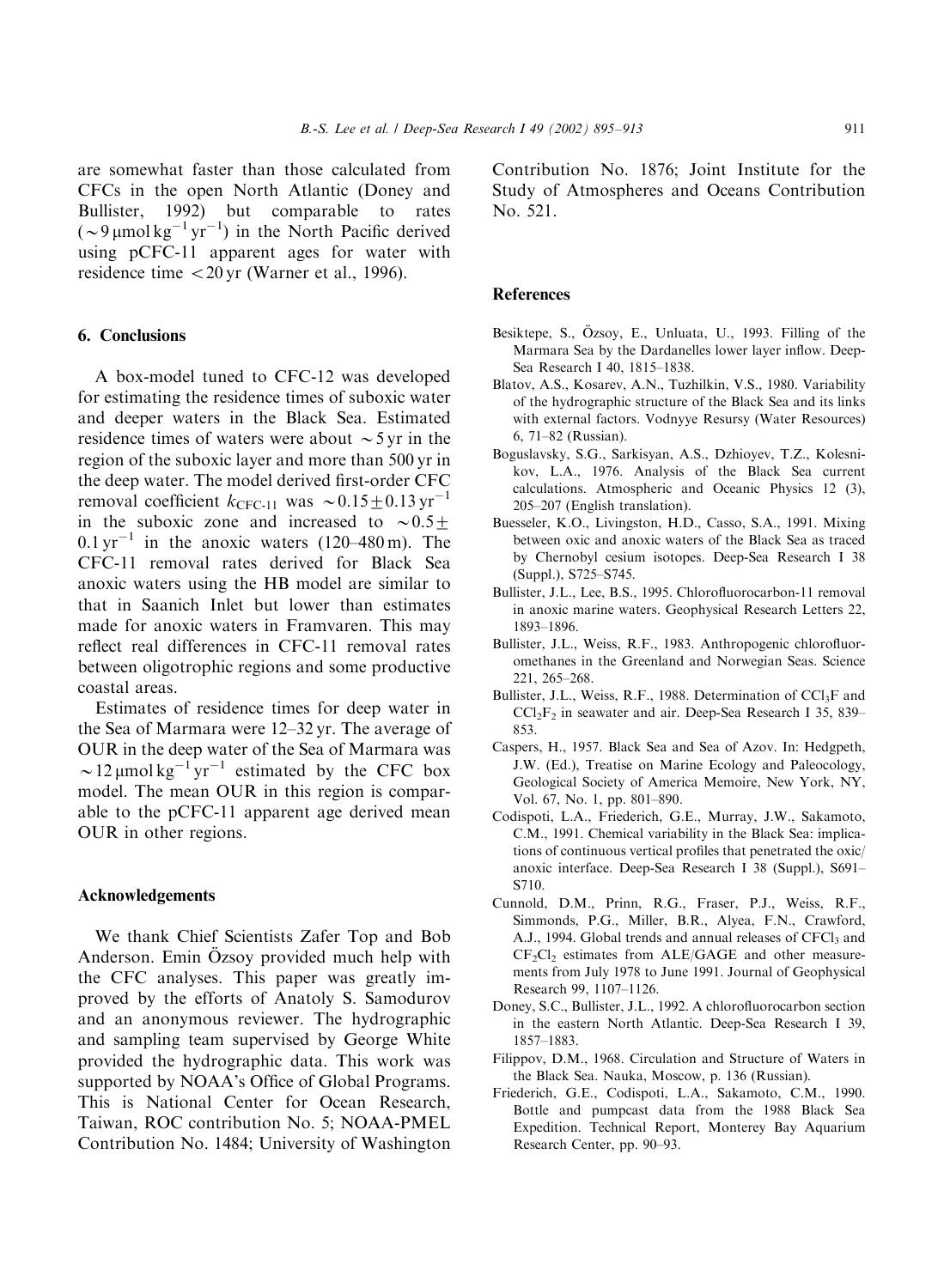are somewhat faster than those calculated from CFCs in the open North Atlantic (Doney and Bullister, 1992) but comparable to rates ($\sim 9\,\mu mol\,kg^{-1}\,yr^{-1}$) in the North Pacific derived using pCFC-11 apparent ages for water with residence time $<20$ yr (Warner et al., 1996).

## 6. Conclusions

A box-model tuned to CFC-12 was developed for estimating the residence times of suboxic water and deeper waters in the Black Sea. Estimated residence times of waters were about $\sim 5$ yr in the region of the suboxic layer and more than 500 yr in the deep water. The model derived first-order CFC removal coefficient $k_{CFC\text{-}11}$ was $\sim 0.15 \pm 0.13\,yr^{-1}$ in the suboxic zone and increased to $\sim 0.5 \pm 0.1\,yr^{-1}$ in the anoxic waters (120–480 m). The CFC-11 removal rates derived for Black Sea anoxic waters using the HB model are similar to that in Saanich Inlet but lower than estimates made for anoxic waters in Framvaren. This may reflect real differences in CFC-11 removal rates between oligotrophic regions and some productive coastal areas.

Estimates of residence times for deep water in the Sea of Marmara were 12–32 yr. The average of OUR in the deep water of the Sea of Marmara was $\sim 12\,\mu mol\,kg^{-1}\,yr^{-1}$ estimated by the CFC box model. The mean OUR in this region is comparable to the pCFC-11 apparent age derived mean OUR in other regions.

## Acknowledgements

We thank Chief Scientists Zafer Top and Bob Anderson. Emin Özsoy provided much help with the CFC analyses. This paper was greatly improved by the efforts of Anatoly S. Samodurov and an anonymous reviewer. The hydrographic and sampling team supervised by George White provided the hydrographic data. This work was supported by NOAA's Office of Global Programs. This is National Center for Ocean Research, Taiwan, ROC contribution No. 5; NOAA-PMEL Contribution No. 1484; University of Washington Contribution No. 1876; Joint Institute for the Study of Atmospheres and Oceans Contribution No. 521.

## References

Besiktepe, S., Özsoy, E., Unluata, U., 1993. Filling of the Marmara Sea by the Dardanelles lower layer inflow. Deep-Sea Research I 40, 1815–1838.

Blatov, A.S., Kosarev, A.N., Tuzhilkin, V.S., 1980. Variability of the hydrographic structure of the Black Sea and its links with external factors. Vodnyye Resursy (Water Resources) 6, 71–82 (Russian).

Boguslavsky, S.G., Sarkisyan, A.S., Dzhioyev, T.Z., Kolesnikov, L.A., 1976. Analysis of the Black Sea current calculations. Atmospheric and Oceanic Physics 12 (3), 205–207 (English translation).

Buesseler, K.O., Livingston, H.D., Casso, S.A., 1991. Mixing between oxic and anoxic waters of the Black Sea as traced by Chernobyl cesium isotopes. Deep-Sea Research I 38 (Suppl.), S725–S745.

Bullister, J.L., Lee, B.S., 1995. Chlorofluorocarbon-11 removal in anoxic marine waters. Geophysical Research Letters 22, 1893–1896.

Bullister, J.L., Weiss, R.F., 1983. Anthropogenic chlorofluoromethanes in the Greenland and Norwegian Seas. Science 221, 265–268.

Bullister, J.L., Weiss, R.F., 1988. Determination of $CCl_3F$ and $CCl_2F_2$ in seawater and air. Deep-Sea Research I 35, 839–853.

Caspers, H., 1957. Black Sea and Sea of Azov. In: Hedgpeth, J.W. (Ed.), Treatise on Marine Ecology and Paleoecology, Geological Society of America Memoire, New York, NY, Vol. 67, No. 1, pp. 801–890.

Codispoti, L.A., Friederich, G.E., Murray, J.W., Sakamoto, C.M., 1991. Chemical variability in the Black Sea: implications of continuous vertical profiles that penetrated the oxic/anoxic interface. Deep-Sea Research I 38 (Suppl.), S691–S710.

Cunnold, D.M., Prinn, R.G., Fraser, P.J., Weiss, R.F., Simmonds, P.G., Miller, B.R., Alyea, F.N., Crawford, A.J., 1994. Global trends and annual releases of $CFCl_3$ and $CF_2Cl_2$ estimates from ALE/GAGE and other measurements from July 1978 to June 1991. Journal of Geophysical Research 99, 1107–1126.

Doney, S.C., Bullister, J.L., 1992. A chlorofluorocarbon section in the eastern North Atlantic. Deep-Sea Research I 39, 1857–1883.

Filippov, D.M., 1968. Circulation and Structure of Waters in the Black Sea. Nauka, Moscow, p. 136 (Russian).

Friederich, G.E., Codispoti, L.A., Sakamoto, C.M., 1990. Bottle and pumpcast data from the 1988 Black Sea Expedition. Technical Report, Monterey Bay Aquarium Research Center, pp. 90–93.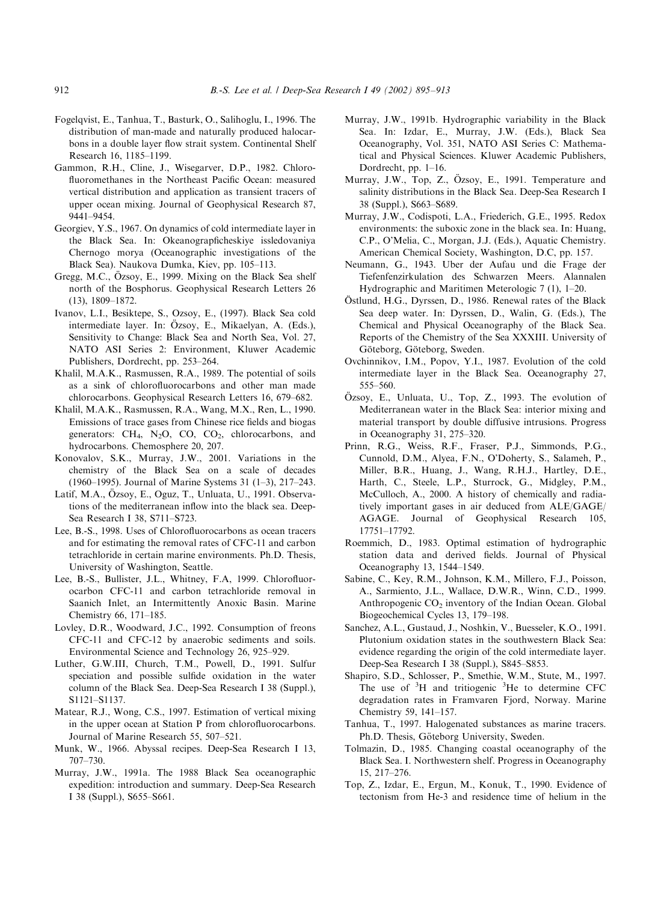Fogelqvist, E., Tanhua, T., Basturk, O., Salihoglu, I., 1996. The distribution of man-made and naturally produced halocarbons in a double layer flow strait system. Continental Shelf Research 16, 1185–1199.

Gammon, R.H., Cline, J., Wisegarver, D.P., 1982. Chlorofluoromethanes in the Northeast Pacific Ocean: measured vertical distribution and application as transient tracers of upper ocean mixing. Journal of Geophysical Research 87, 9441–9454.

Georgiev, Y.S., 1967. On dynamics of cold intermediate layer in the Black Sea. In: Okeanograpficheskiye issledovaniya Chernogo morya (Oceanographic investigations of the Black Sea). Naukova Dumka, Kiev, pp. 105–113.

Gregg, M.C., Özsoy, E., 1999. Mixing on the Black Sea shelf north of the Bosphorus. Geophysical Research Letters 26 (13), 1809–1872.

Ivanov, L.I., Besiktepe, S., Ozsoy, E., (1997). Black Sea cold intermediate layer. In: Özsoy, E., Mikaelyan, A. (Eds.), Sensitivity to Change: Black Sea and North Sea, Vol. 27, NATO ASI Series 2: Environment, Kluwer Academic Publishers, Dordrecht, pp. 253–264.

Khalil, M.A.K., Rasmussen, R.A., 1989. The potential of soils as a sink of chlorofluorocarbons and other man made chlorocarbons. Geophysical Research Letters 16, 679–682.

Khalil, M.A.K., Rasmussen, R.A., Wang, M.X., Ren, L., 1990. Emissions of trace gases from Chinese rice fields and biogas generators: $CH_4$, $N_2O$, CO, $CO_2$, chlorocarbons, and hydrocarbons. Chemosphere 20, 207.

Konovalov, S.K., Murray, J.W., 2001. Variations in the chemistry of the Black Sea on a scale of decades (1960–1995). Journal of Marine Systems 31 (1–3), 217–243.

Latif, M.A., Özsoy, E., Oguz, T., Unluata, U., 1991. Observations of the mediterranean inflow into the black sea. Deep-Sea Research I 38, S711–S723.

Lee, B.-S., 1998. Uses of Chlorofluorocarbons as ocean tracers and for estimating the removal rates of CFC-11 and carbon tetrachloride in certain marine environments. Ph.D. Thesis, University of Washington, Seattle.

Lee, B.-S., Bullister, J.L., Whitney, F.A, 1999. Chlorofluorocarbon CFC-11 and carbon tetrachloride removal in Saanich Inlet, an Intermittently Anoxic Basin. Marine Chemistry 66, 171–185.

Lovley, D.R., Woodward, J.C., 1992. Consumption of freons CFC-11 and CFC-12 by anaerobic sediments and soils. Environmental Science and Technology 26, 925–929.

Luther, G.W.III, Church, T.M., Powell, D., 1991. Sulfur speciation and possible sulfide oxidation in the water column of the Black Sea. Deep-Sea Research I 38 (Suppl.), S1121–S1137.

Matear, R.J., Wong, C.S., 1997. Estimation of vertical mixing in the upper ocean at Station P from chlorofluorocarbons. Journal of Marine Research 55, 507–521.

Munk, W., 1966. Abyssal recipes. Deep-Sea Research I 13, 707–730.

Murray, J.W., 1991a. The 1988 Black Sea oceanographic expedition: introduction and summary. Deep-Sea Research I 38 (Suppl.), S655–S661.

Murray, J.W., 1991b. Hydrographic variability in the Black Sea. In: Izdar, E., Murray, J.W. (Eds.), Black Sea Oceanography, Vol. 351, NATO ASI Series C: Mathematical and Physical Sciences. Kluwer Academic Publishers, Dordrecht, pp. 1–16.

Murray, J.W., Top, Z., Özsoy, E., 1991. Temperature and salinity distributions in the Black Sea. Deep-Sea Research I 38 (Suppl.), S663–S689.

Murray, J.W., Codispoti, L.A., Friederich, G.E., 1995. Redox environments: the suboxic zone in the black sea. In: Huang, C.P., O'Melia, C., Morgan, J.J. (Eds.), Aquatic Chemistry. American Chemical Society, Washington, D.C, pp. 157.

Neumann, G., 1943. Uber der Aufau und die Frage der Tiefenfenzirkulation des Schwarzen Meers. Alannalen Hydrographic and Maritimen Meterologic 7 (1), 1–20.

Östlund, H.G., Dyrssen, D., 1986. Renewal rates of the Black Sea deep water. In: Dyrssen, D., Walin, G. (Eds.), The Chemical and Physical Oceanography of the Black Sea. Reports of the Chemistry of the Sea XXXIII. University of Göteborg, Göteborg, Sweden.

Ovchinnikov, I.M., Popov, Y.I., 1987. Evolution of the cold intermediate layer in the Black Sea. Oceanography 27, 555–560.

Özsoy, E., Unluata, U., Top, Z., 1993. The evolution of Mediterranean water in the Black Sea: interior mixing and material transport by double diffusive intrusions. Progress in Oceanography 31, 275–320.

Prinn, R.G., Weiss, R.F., Fraser, P.J., Simmonds, P.G., Cunnold, D.M., Alyea, F.N., O'Doherty, S., Salameh, P., Miller, B.R., Huang, J., Wang, R.H.J., Hartley, D.E., Harth, C., Steele, L.P., Sturrock, G., Midgley, P.M., McCulloch, A., 2000. A history of chemically and radiatively important gases in air deduced from ALE/GAGE/AGAGE. Journal of Geophysical Research 105, 17751–17792.

Roemmich, D., 1983. Optimal estimation of hydrographic station data and derived fields. Journal of Physical Oceanography 13, 1544–1549.

Sabine, C., Key, R.M., Johnson, K.M., Millero, F.J., Poisson, A., Sarmiento, J.L., Wallace, D.W.R., Winn, C.D., 1999. Anthropogenic $CO_2$ inventory of the Indian Ocean. Global Biogeochemical Cycles 13, 179–198.

Sanchez, A.L., Gustaud, J., Noshkin, V., Buesseler, K.O., 1991. Plutonium oxidation states in the southwestern Black Sea: evidence regarding the origin of the cold intermediate layer. Deep-Sea Research I 38 (Suppl.), S845–S853.

Shapiro, S.D., Schlosser, P., Smethie, W.M., Stute, M., 1997. The use of $^{3}H$ and tritiogenic $^{3}He$ to determine CFC degradation rates in Framvaren Fjord, Norway. Marine Chemistry 59, 141–157.

Tanhua, T., 1997. Halogenated substances as marine tracers. Ph.D. Thesis, Göteborg University, Sweden.

Tolmazin, D., 1985. Changing coastal oceanography of the Black Sea. I. Northwestern shelf. Progress in Oceanography 15, 217–276.

Top, Z., Izdar, E., Ergun, M., Konuk, T., 1990. Evidence of tectonism from He-3 and residence time of helium in the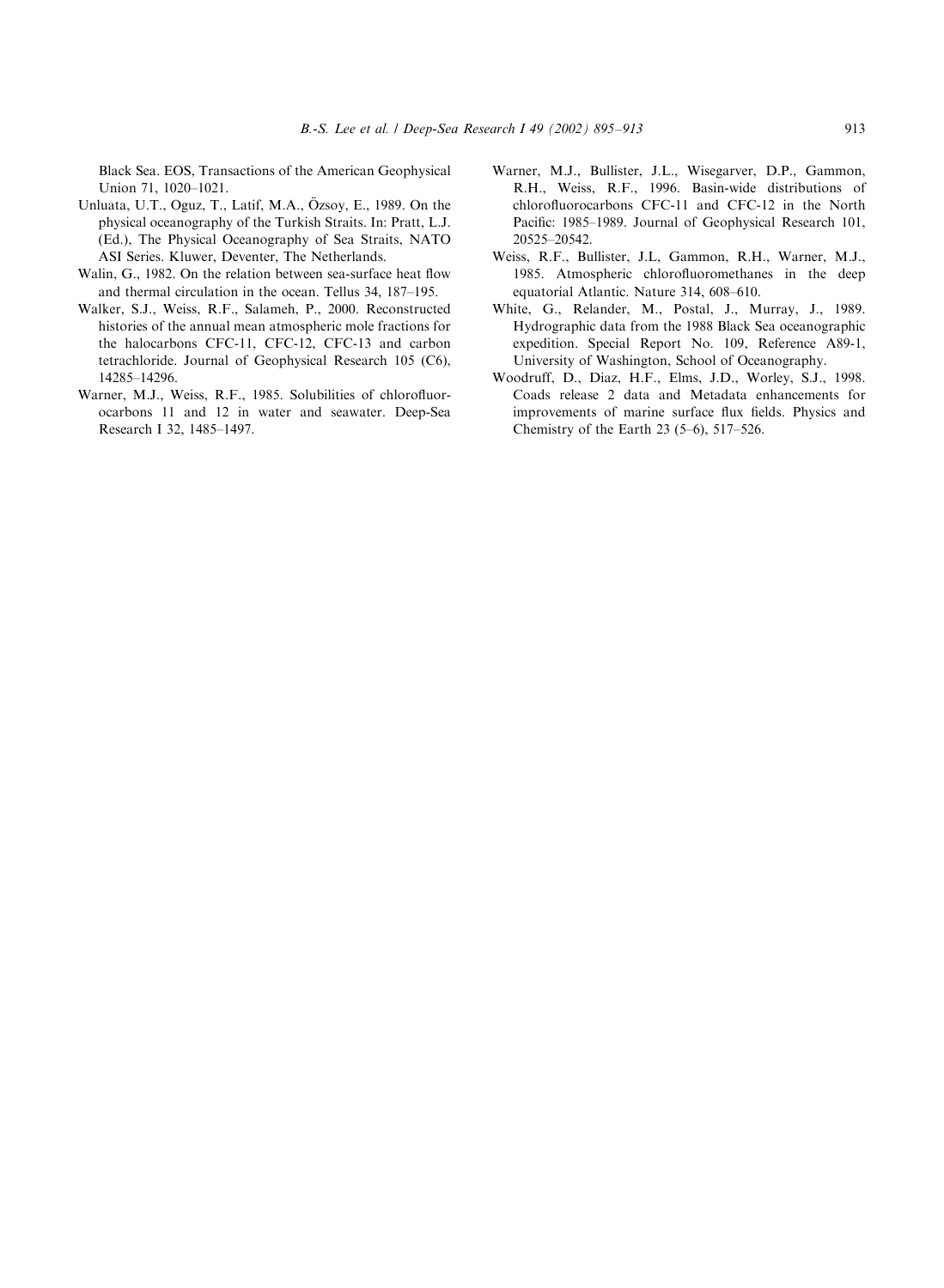Black Sea. EOS, Transactions of the American Geophysical Union 71, 1020–1021.

Unluata, U.T., Oguz, T., Latif, M.A., Özsoy, E., 1989. On the physical oceanography of the Turkish Straits. In: Pratt, L.J. (Ed.), The Physical Oceanography of Sea Straits, NATO ASI Series. Kluwer, Deventer, The Netherlands.

Walin, G., 1982. On the relation between sea-surface heat flow and thermal circulation in the ocean. Tellus 34, 187–195.

Walker, S.J., Weiss, R.F., Salameh, P., 2000. Reconstructed histories of the annual mean atmospheric mole fractions for the halocarbons CFC-11, CFC-12, CFC-13 and carbon tetrachloride. Journal of Geophysical Research 105 (C6), 14285–14296.

Warner, M.J., Weiss, R.F., 1985. Solubilities of chlorofluorocarbons 11 and 12 in water and seawater. Deep-Sea Research I 32, 1485–1497.

Warner, M.J., Bullister, J.L., Wisegarver, D.P., Gammon, R.H., Weiss, R.F., 1996. Basin-wide distributions of chlorofluorocarbons CFC-11 and CFC-12 in the North Pacific: 1985–1989. Journal of Geophysical Research 101, 20525–20542.

Weiss, R.F., Bullister, J.L, Gammon, R.H., Warner, M.J., 1985. Atmospheric chlorofluoromethanes in the deep equatorial Atlantic. Nature 314, 608–610.

White, G., Relander, M., Postal, J., Murray, J., 1989. Hydrographic data from the 1988 Black Sea oceanographic expedition. Special Report No. 109, Reference A89-1, University of Washington, School of Oceanography.

Woodruff, D., Diaz, H.F., Elms, J.D., Worley, S.J., 1998. Coads release 2 data and Metadata enhancements for improvements of marine surface flux fields. Physics and Chemistry of the Earth 23 (5–6), 517–526.